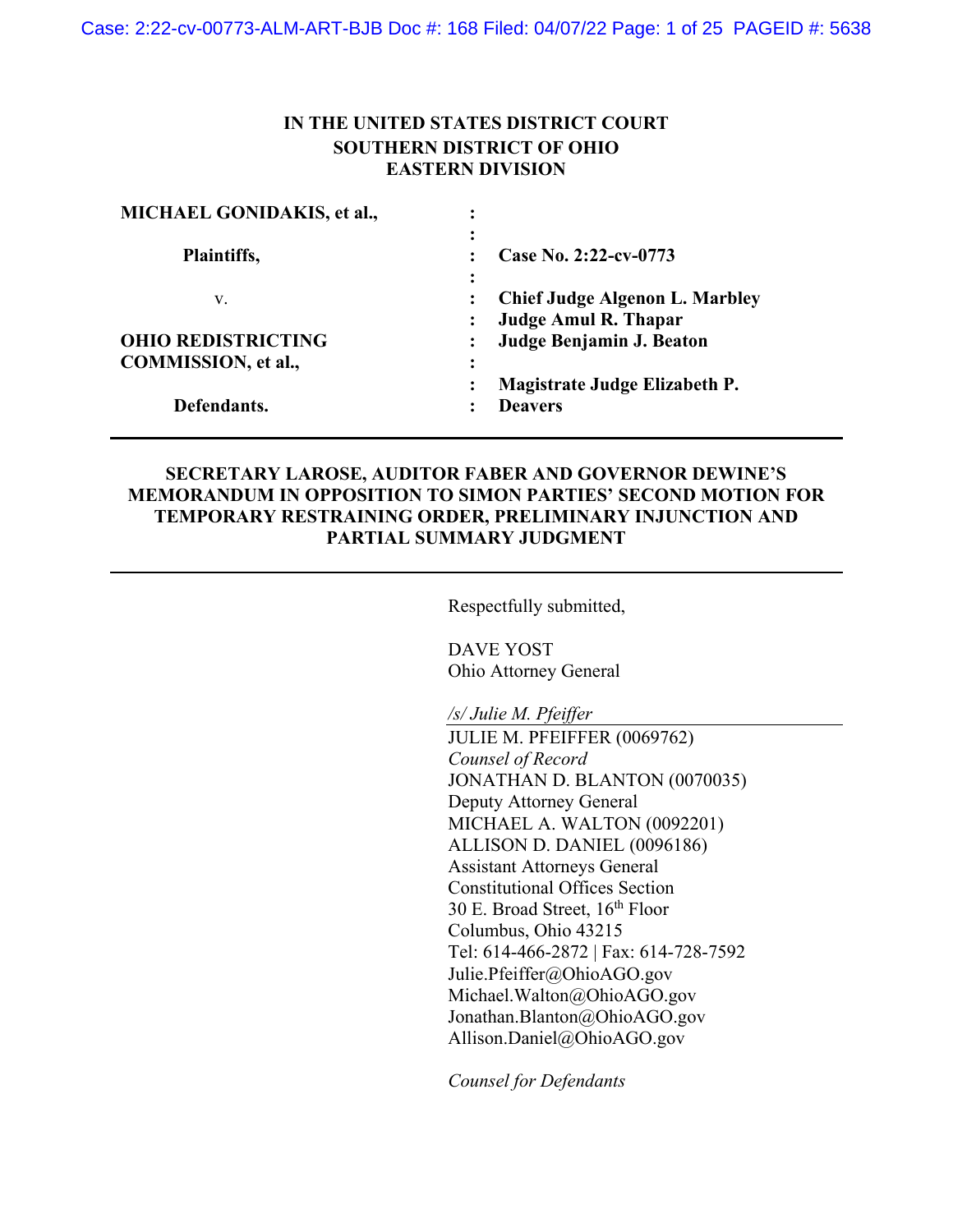**IN THE UNITED STATES DISTRICT COURT**
**SOUTHERN DISTRICT OF OHIO**
**EASTERN DIVISION**

| | | |
|---|---|---|
| **MICHAEL GONIDAKIS, et al.,** | : | |
| | : | |
| **Plaintiffs,** | : | **Case No. 2:22-cv-0773** |
| | : | |
| v. | : | **Chief Judge Algenon L. Marbley** |
| | : | **Judge Amul R. Thapar** |
| **OHIO REDISTRICTING COMMISSION, et al.,** | : | **Judge Benjamin J. Beaton** |
| | : | |
| | : | **Magistrate Judge Elizabeth P. Deavers** |
| **Defendants.** | : | |

---

**SECRETARY LAROSE, AUDITOR FABER AND GOVERNOR DEWINE'S MEMORANDUM IN OPPOSITION TO SIMON PARTIES' SECOND MOTION FOR TEMPORARY RESTRAINING ORDER, PRELIMINARY INJUNCTION AND PARTIAL SUMMARY JUDGMENT**

---

Respectfully submitted,

DAVE YOST
Ohio Attorney General

*/s/ Julie M. Pfeiffer*
JULIE M. PFEIFFER (0069762)
*Counsel of Record*
JONATHAN D. BLANTON (0070035)
Deputy Attorney General
MICHAEL A. WALTON (0092201)
ALLISON D. DANIEL (0096186)
Assistant Attorneys General
Constitutional Offices Section
30 E. Broad Street, 16th Floor
Columbus, Ohio 43215
Tel: 614-466-2872 | Fax: 614-728-7592
Julie.Pfeiffer@OhioAGO.gov
Michael.Walton@OhioAGO.gov
Jonathan.Blanton@OhioAGO.gov
Allison.Daniel@OhioAGO.gov

*Counsel for Defendants*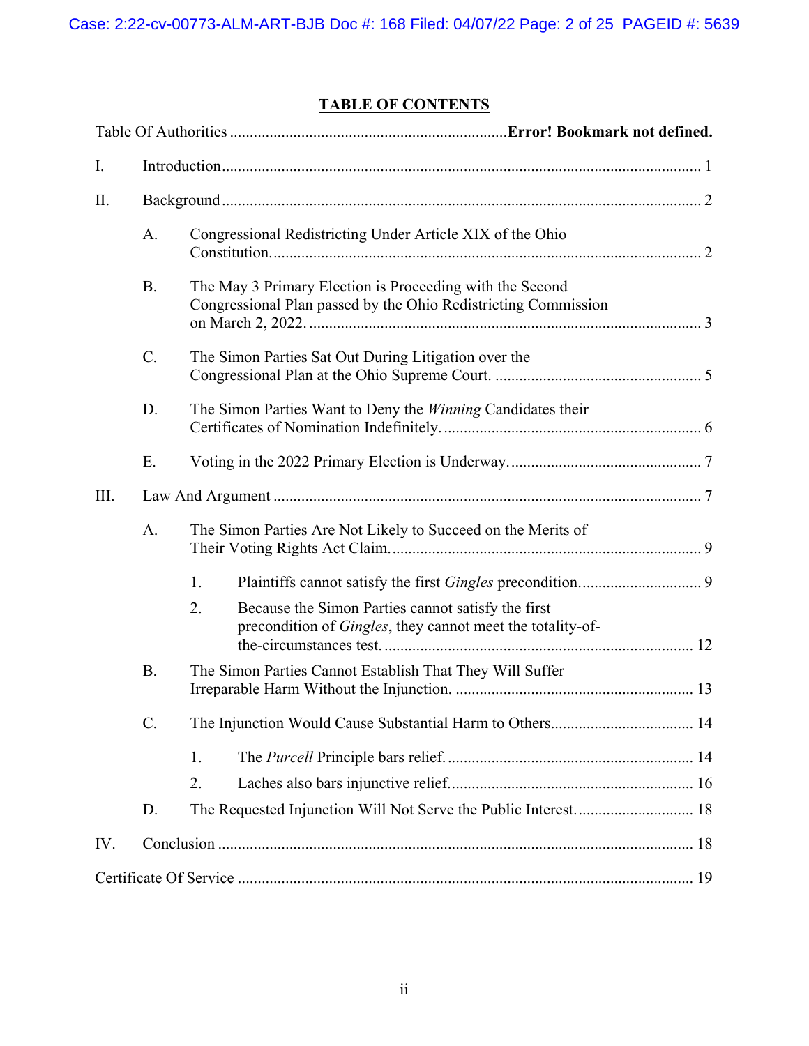## TABLE OF CONTENTS

Table Of Authorities ..................................................................... **Error! Bookmark not defined.**

I. Introduction ..................................................................................................... 1

II. Background ..................................................................................................... 2

  A. Congressional Redistricting Under Article XIX of the Ohio Constitution. ..................................................................................................... 2

  B. The May 3 Primary Election is Proceeding with the Second Congressional Plan passed by the Ohio Redistricting Commission on March 2, 2022. ..................................................................................................... 3

  C. The Simon Parties Sat Out During Litigation over the Congressional Plan at the Ohio Supreme Court. ..................................................... 5

  D. The Simon Parties Want to Deny the *Winning* Candidates their Certificates of Nomination Indefinitely. ..................................................... 6

  E. Voting in the 2022 Primary Election is Underway. ..................................................... 7

III. Law And Argument ..................................................................................................... 7

  A. The Simon Parties Are Not Likely to Succeed on the Merits of Their Voting Rights Act Claim. ..................................................... 9

    1. Plaintiffs cannot satisfy the first *Gingles* precondition. ..................................................... 9

    2. Because the Simon Parties cannot satisfy the first precondition of *Gingles*, they cannot meet the totality-of-the-circumstances test. ..................................................... 12

  B. The Simon Parties Cannot Establish That They Will Suffer Irreparable Harm Without the Injunction. ..................................................... 13

  C. The Injunction Would Cause Substantial Harm to Others. ..................................................... 14

    1. The *Purcell* Principle bars relief. ..................................................... 14

    2. Laches also bars injunctive relief. ..................................................... 16

  D. The Requested Injunction Will Not Serve the Public Interest. ..................................................... 18

IV. Conclusion ..................................................................................................... 18

Certificate Of Service ..................................................................................................... 19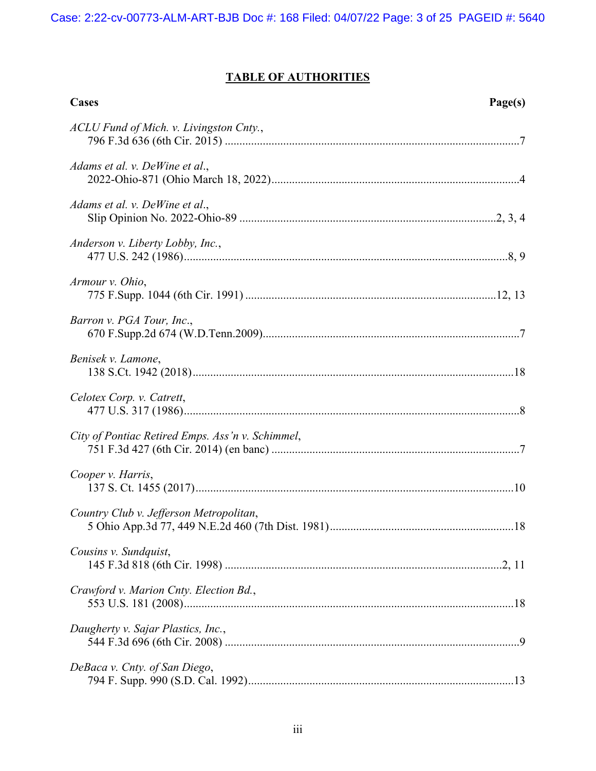## TABLE OF AUTHORITIES

**Cases** | **Page(s)**

*ACLU Fund of Mich. v. Livingston Cnty.*,
796 F.3d 636 (6th Cir. 2015) ....................................................................................................7

*Adams et al. v. DeWine et al*.,
2022-Ohio-871 (Ohio March 18, 2022)....................................................................................4

*Adams et al. v. DeWine et al*.,
Slip Opinion No. 2022-Ohio-89 .......................................................................................2, 3, 4

*Anderson v. Liberty Lobby, Inc.*,
477 U.S. 242 (1986)..............................................................................................................8, 9

*Armour v. Ohio*,
775 F.Supp. 1044 (6th Cir. 1991) ....................................................................................12, 13

*Barron v. PGA Tour, Inc*.,
670 F.Supp.2d 674 (W.D.Tenn.2009).......................................................................................7

*Benisek v. Lamone*,
138 S.Ct. 1942 (2018)............................................................................................................18

*Celotex Corp. v. Catrett*,
477 U.S. 317 (1986).................................................................................................................8

*City of Pontiac Retired Emps. Ass'n v. Schimmel*,
751 F.3d 427 (6th Cir. 2014) (en banc) ....................................................................................7

*Cooper v. Harris*,
137 S. Ct. 1455 (2017)...........................................................................................................10

*Country Club v. Jefferson Metropolitan*,
5 Ohio App.3d 77, 449 N.E.2d 460 (7th Dist. 1981)..............................................................18

*Cousins v. Sundquist*,
145 F.3d 818 (6th Cir. 1998) ..............................................................................................2, 11

*Crawford v. Marion Cnty. Election Bd.*,
553 U.S. 181 (2008)................................................................................................................18

*Daugherty v. Sajar Plastics, Inc.*,
544 F.3d 696 (6th Cir. 2008) ....................................................................................................9

*DeBaca v. Cnty. of San Diego*,
794 F. Supp. 990 (S.D. Cal. 1992)..........................................................................................13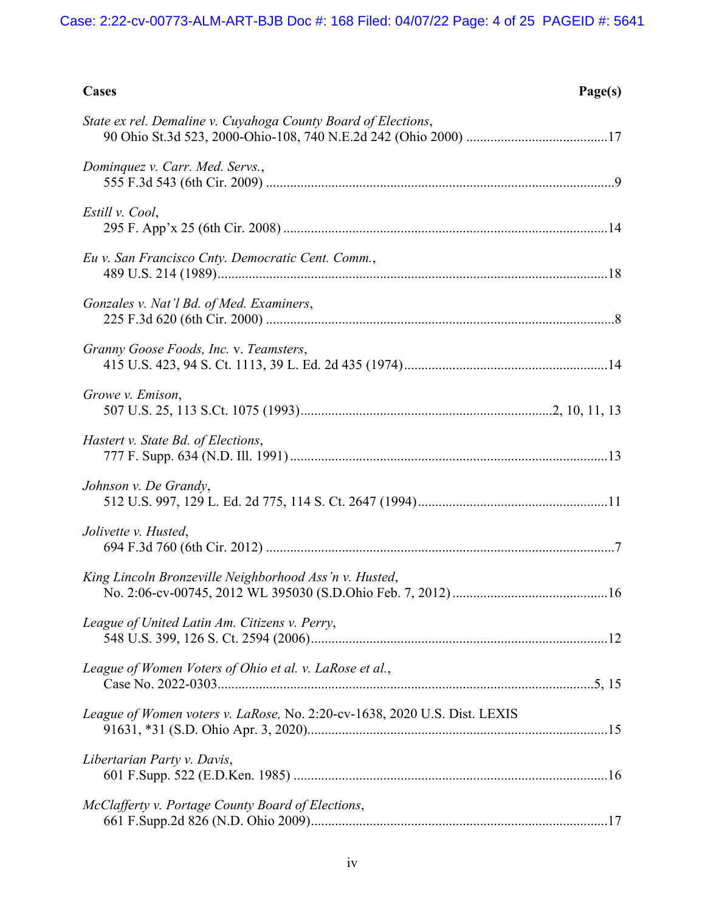| **Cases** | **Page(s)** |
|---|---|
| *State ex rel. Demaline v. Cuyahoga County Board of Elections*, 90 Ohio St.3d 523, 2000-Ohio-108, 740 N.E.2d 242 (Ohio 2000) | 17 |
| *Dominquez v. Carr. Med. Servs.*, 555 F.3d 543 (6th Cir. 2009) | 9 |
| *Estill v. Cool*, 295 F. App'x 25 (6th Cir. 2008) | 14 |
| *Eu v. San Francisco Cnty. Democratic Cent. Comm.*, 489 U.S. 214 (1989) | 18 |
| *Gonzales v. Nat'l Bd. of Med. Examiners*, 225 F.3d 620 (6th Cir. 2000) | 8 |
| *Granny Goose Foods, Inc.* v. *Teamsters*, 415 U.S. 423, 94 S. Ct. 1113, 39 L. Ed. 2d 435 (1974) | 14 |
| *Growe v. Emison*, 507 U.S. 25, 113 S.Ct. 1075 (1993) | 2, 10, 11, 13 |
| *Hastert v. State Bd. of Elections*, 777 F. Supp. 634 (N.D. Ill. 1991) | 13 |
| *Johnson v. De Grandy*, 512 U.S. 997, 129 L. Ed. 2d 775, 114 S. Ct. 2647 (1994) | 11 |
| *Jolivette v. Husted*, 694 F.3d 760 (6th Cir. 2012) | 7 |
| *King Lincoln Bronzeville Neighborhood Ass'n v. Husted*, No. 2:06-cv-00745, 2012 WL 395030 (S.D.Ohio Feb. 7, 2012) | 16 |
| *League of United Latin Am. Citizens v. Perry*, 548 U.S. 399, 126 S. Ct. 2594 (2006) | 12 |
| *League of Women Voters of Ohio et al. v. LaRose et al.*, Case No. 2022-0303 | 5, 15 |
| *League of Women voters v. LaRose,* No. 2:20-cv-1638, 2020 U.S. Dist. LEXIS 91631, *31 (S.D. Ohio Apr. 3, 2020) | 15 |
| *Libertarian Party v. Davis*, 601 F.Supp. 522 (E.D.Ken. 1985) | 16 |
| *McClafferty v. Portage County Board of Elections*, 661 F.Supp.2d 826 (N.D. Ohio 2009) | 17 |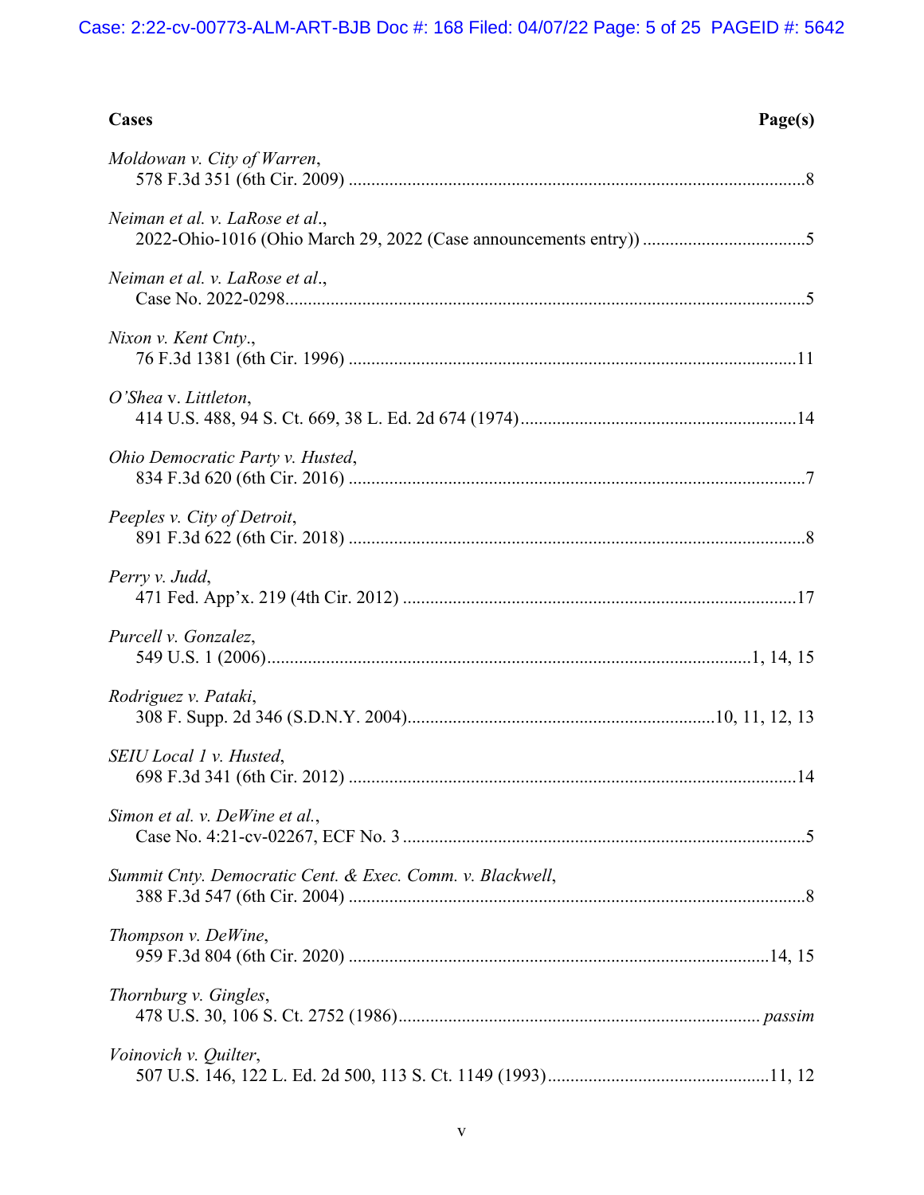| Cases | Page(s) |
|---|---|
| *Moldowan v. City of Warren*, 578 F.3d 351 (6th Cir. 2009) | 8 |
| *Neiman et al. v. LaRose et al.*, 2022-Ohio-1016 (Ohio March 29, 2022 (Case announcements entry)) | 5 |
| *Neiman et al. v. LaRose et al.*, Case No. 2022-0298 | 5 |
| *Nixon v. Kent Cnty.*, 76 F.3d 1381 (6th Cir. 1996) | 11 |
| *O'Shea* v. *Littleton*, 414 U.S. 488, 94 S. Ct. 669, 38 L. Ed. 2d 674 (1974) | 14 |
| *Ohio Democratic Party v. Husted*, 834 F.3d 620 (6th Cir. 2016) | 7 |
| *Peeples v. City of Detroit*, 891 F.3d 622 (6th Cir. 2018) | 8 |
| *Perry v. Judd*, 471 Fed. App'x. 219 (4th Cir. 2012) | 17 |
| *Purcell v. Gonzalez*, 549 U.S. 1 (2006) | 1, 14, 15 |
| *Rodriguez v. Pataki*, 308 F. Supp. 2d 346 (S.D.N.Y. 2004) | 10, 11, 12, 13 |
| *SEIU Local 1 v. Husted*, 698 F.3d 341 (6th Cir. 2012) | 14 |
| *Simon et al. v. DeWine et al.*, Case No. 4:21-cv-02267, ECF No. 3 | 5 |
| *Summit Cnty. Democratic Cent. & Exec. Comm. v. Blackwell*, 388 F.3d 547 (6th Cir. 2004) | 8 |
| *Thompson v. DeWine*, 959 F.3d 804 (6th Cir. 2020) | 14, 15 |
| *Thornburg v. Gingles*, 478 U.S. 30, 106 S. Ct. 2752 (1986) | *passim* |
| *Voinovich v. Quilter*, 507 U.S. 146, 122 L. Ed. 2d 500, 113 S. Ct. 1149 (1993) | 11, 12 |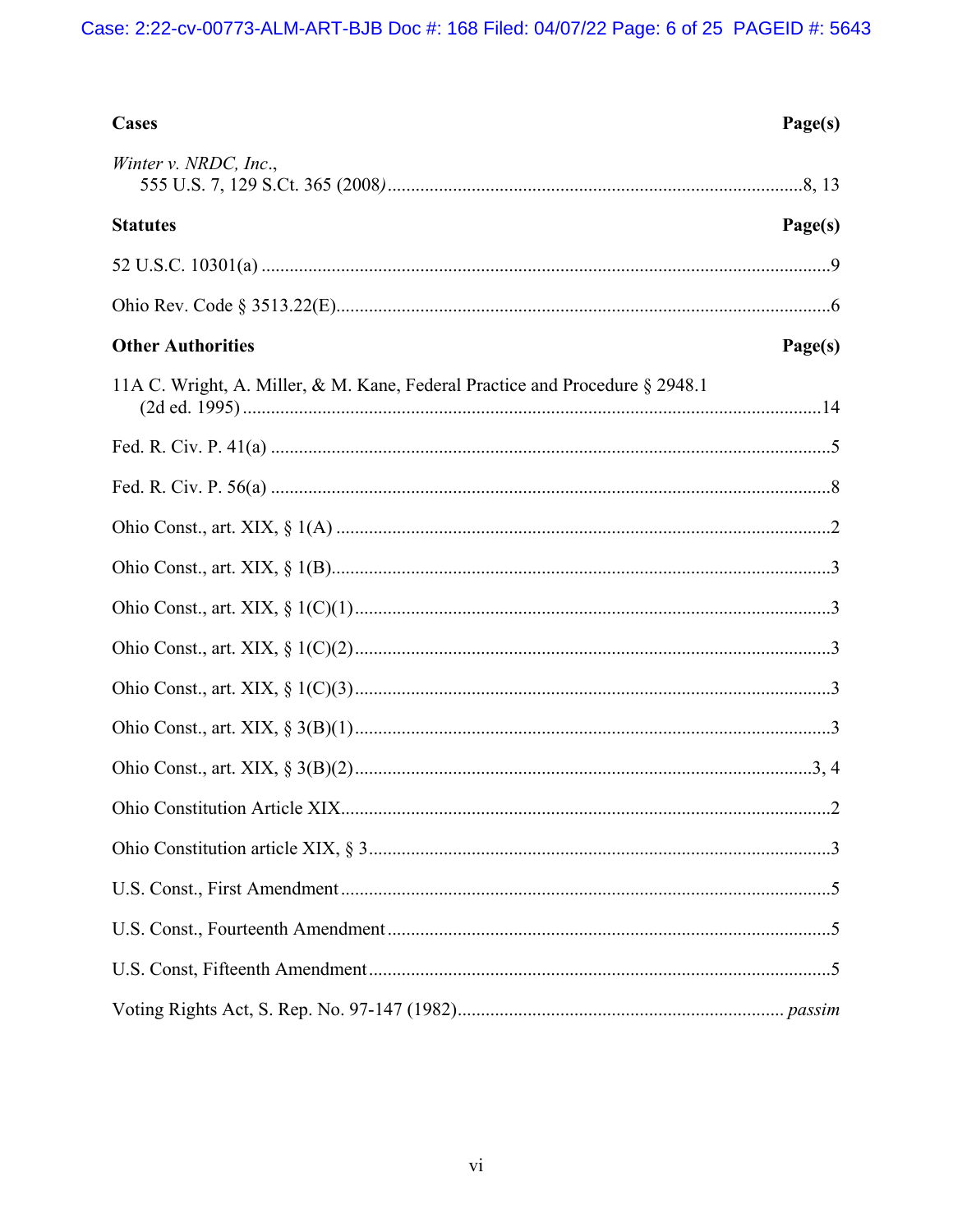| **Cases** | **Page(s)** |
|---|---|
| *Winter v. NRDC, Inc.*, 555 U.S. 7, 129 S.Ct. 365 (2008) | 8, 13 |

| **Statutes** | **Page(s)** |
|---|---|
| 52 U.S.C. 10301(a) | 9 |
| Ohio Rev. Code § 3513.22(E) | 6 |

| **Other Authorities** | **Page(s)** |
|---|---|
| 11A C. Wright, A. Miller, & M. Kane, Federal Practice and Procedure § 2948.1 (2d ed. 1995) | 14 |
| Fed. R. Civ. P. 41(a) | 5 |
| Fed. R. Civ. P. 56(a) | 8 |
| Ohio Const., art. XIX, § 1(A) | 2 |
| Ohio Const., art. XIX, § 1(B) | 3 |
| Ohio Const., art. XIX, § 1(C)(1) | 3 |
| Ohio Const., art. XIX, § 1(C)(2) | 3 |
| Ohio Const., art. XIX, § 1(C)(3) | 3 |
| Ohio Const., art. XIX, § 3(B)(1) | 3 |
| Ohio Const., art. XIX, § 3(B)(2) | 3, 4 |
| Ohio Constitution Article XIX | 2 |
| Ohio Constitution article XIX, § 3 | 3 |
| U.S. Const., First Amendment | 5 |
| U.S. Const., Fourteenth Amendment | 5 |
| U.S. Const, Fifteenth Amendment | 5 |
| Voting Rights Act, S. Rep. No. 97-147 (1982) | *passim* |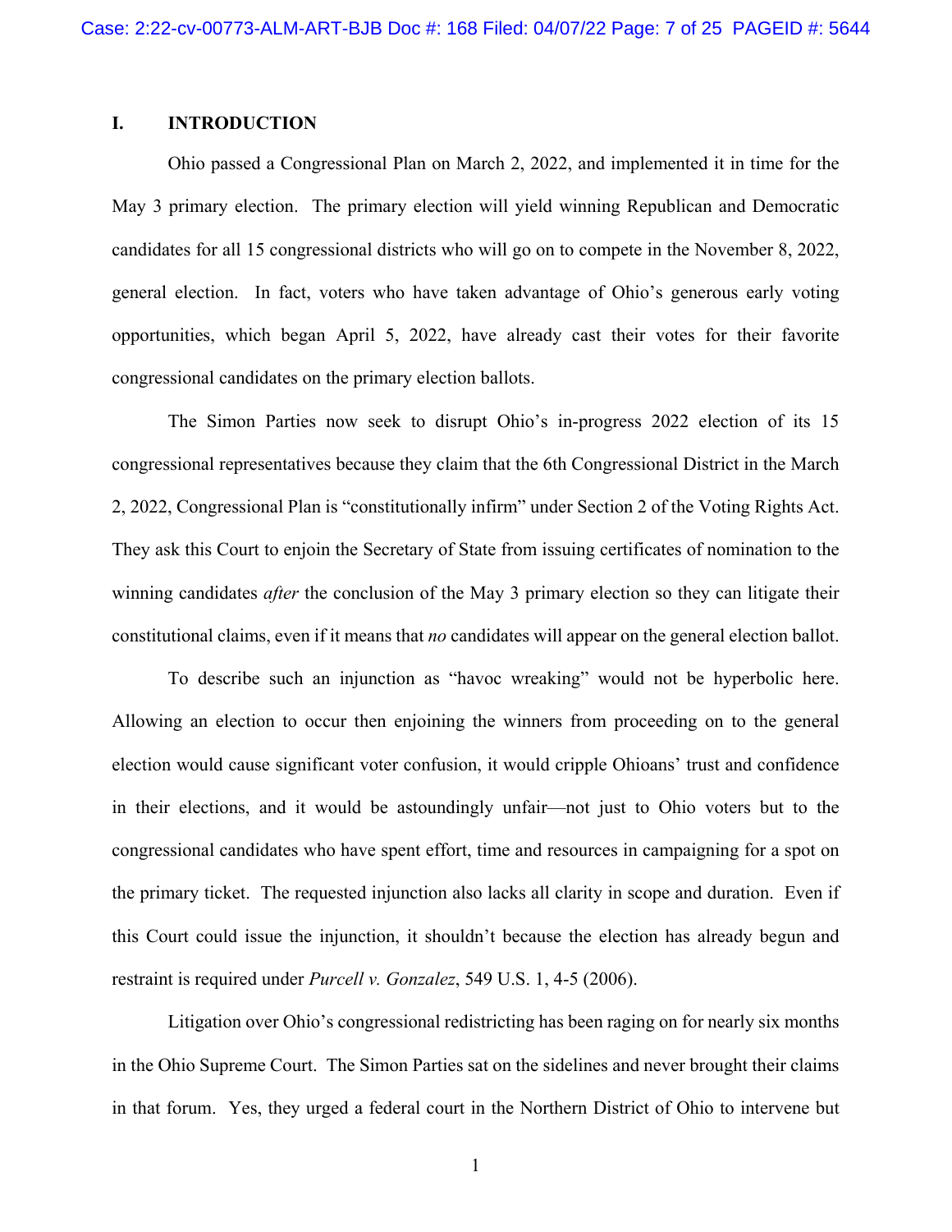## I. INTRODUCTION

Ohio passed a Congressional Plan on March 2, 2022, and implemented it in time for the May 3 primary election. The primary election will yield winning Republican and Democratic candidates for all 15 congressional districts who will go on to compete in the November 8, 2022, general election. In fact, voters who have taken advantage of Ohio's generous early voting opportunities, which began April 5, 2022, have already cast their votes for their favorite congressional candidates on the primary election ballots.

The Simon Parties now seek to disrupt Ohio's in-progress 2022 election of its 15 congressional representatives because they claim that the 6th Congressional District in the March 2, 2022, Congressional Plan is "constitutionally infirm" under Section 2 of the Voting Rights Act. They ask this Court to enjoin the Secretary of State from issuing certificates of nomination to the winning candidates *after* the conclusion of the May 3 primary election so they can litigate their constitutional claims, even if it means that *no* candidates will appear on the general election ballot.

To describe such an injunction as "havoc wreaking" would not be hyperbolic here. Allowing an election to occur then enjoining the winners from proceeding on to the general election would cause significant voter confusion, it would cripple Ohioans' trust and confidence in their elections, and it would be astoundingly unfair—not just to Ohio voters but to the congressional candidates who have spent effort, time and resources in campaigning for a spot on the primary ticket. The requested injunction also lacks all clarity in scope and duration. Even if this Court could issue the injunction, it shouldn't because the election has already begun and restraint is required under *Purcell v. Gonzalez*, 549 U.S. 1, 4-5 (2006).

Litigation over Ohio's congressional redistricting has been raging on for nearly six months in the Ohio Supreme Court. The Simon Parties sat on the sidelines and never brought their claims in that forum. Yes, they urged a federal court in the Northern District of Ohio to intervene but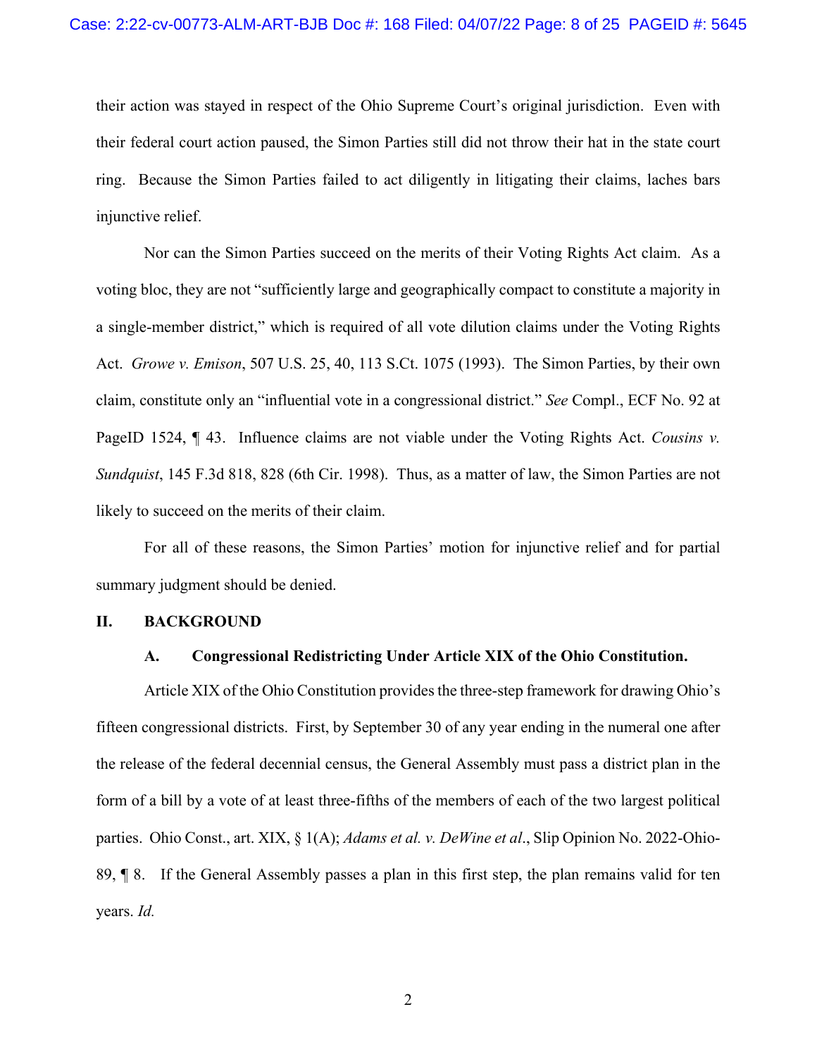their action was stayed in respect of the Ohio Supreme Court's original jurisdiction. Even with their federal court action paused, the Simon Parties still did not throw their hat in the state court ring. Because the Simon Parties failed to act diligently in litigating their claims, laches bars injunctive relief.

Nor can the Simon Parties succeed on the merits of their Voting Rights Act claim. As a voting bloc, they are not "sufficiently large and geographically compact to constitute a majority in a single-member district," which is required of all vote dilution claims under the Voting Rights Act. *Growe v. Emison*, 507 U.S. 25, 40, 113 S.Ct. 1075 (1993). The Simon Parties, by their own claim, constitute only an "influential vote in a congressional district." *See* Compl., ECF No. 92 at PageID 1524, ¶ 43. Influence claims are not viable under the Voting Rights Act. *Cousins v. Sundquist*, 145 F.3d 818, 828 (6th Cir. 1998). Thus, as a matter of law, the Simon Parties are not likely to succeed on the merits of their claim.

For all of these reasons, the Simon Parties' motion for injunctive relief and for partial summary judgment should be denied.

## II. BACKGROUND

### A. Congressional Redistricting Under Article XIX of the Ohio Constitution.

Article XIX of the Ohio Constitution provides the three-step framework for drawing Ohio's fifteen congressional districts. First, by September 30 of any year ending in the numeral one after the release of the federal decennial census, the General Assembly must pass a district plan in the form of a bill by a vote of at least three-fifths of the members of each of the two largest political parties. Ohio Const., art. XIX, § 1(A); *Adams et al. v. DeWine et al.*, Slip Opinion No. 2022-Ohio-89, ¶ 8. If the General Assembly passes a plan in this first step, the plan remains valid for ten years. *Id.*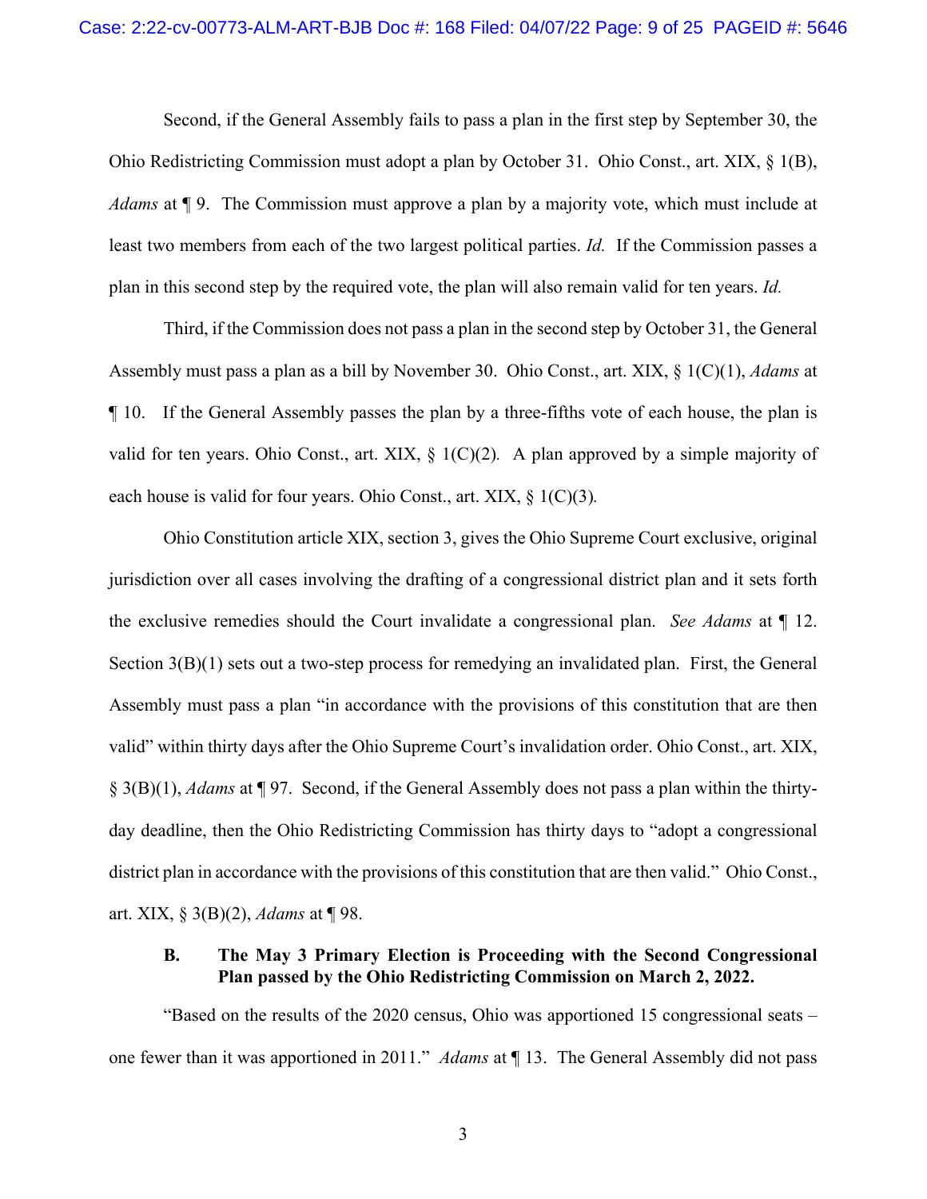Second, if the General Assembly fails to pass a plan in the first step by September 30, the Ohio Redistricting Commission must adopt a plan by October 31. Ohio Const., art. XIX, § 1(B), *Adams* at ¶ 9. The Commission must approve a plan by a majority vote, which must include at least two members from each of the two largest political parties. *Id.* If the Commission passes a plan in this second step by the required vote, the plan will also remain valid for ten years. *Id.*

Third, if the Commission does not pass a plan in the second step by October 31, the General Assembly must pass a plan as a bill by November 30. Ohio Const., art. XIX, § 1(C)(1), *Adams* at ¶ 10. If the General Assembly passes the plan by a three-fifths vote of each house, the plan is valid for ten years. Ohio Const., art. XIX, § 1(C)(2). A plan approved by a simple majority of each house is valid for four years. Ohio Const., art. XIX, § 1(C)(3).

Ohio Constitution article XIX, section 3, gives the Ohio Supreme Court exclusive, original jurisdiction over all cases involving the drafting of a congressional district plan and it sets forth the exclusive remedies should the Court invalidate a congressional plan. *See Adams* at ¶ 12. Section 3(B)(1) sets out a two-step process for remedying an invalidated plan. First, the General Assembly must pass a plan "in accordance with the provisions of this constitution that are then valid" within thirty days after the Ohio Supreme Court's invalidation order. Ohio Const., art. XIX, § 3(B)(1), *Adams* at ¶ 97. Second, if the General Assembly does not pass a plan within the thirty-day deadline, then the Ohio Redistricting Commission has thirty days to "adopt a congressional district plan in accordance with the provisions of this constitution that are then valid." Ohio Const., art. XIX, § 3(B)(2), *Adams* at ¶ 98.

### B. The May 3 Primary Election is Proceeding with the Second Congressional Plan passed by the Ohio Redistricting Commission on March 2, 2022.

"Based on the results of the 2020 census, Ohio was apportioned 15 congressional seats – one fewer than it was apportioned in 2011." *Adams* at ¶ 13. The General Assembly did not pass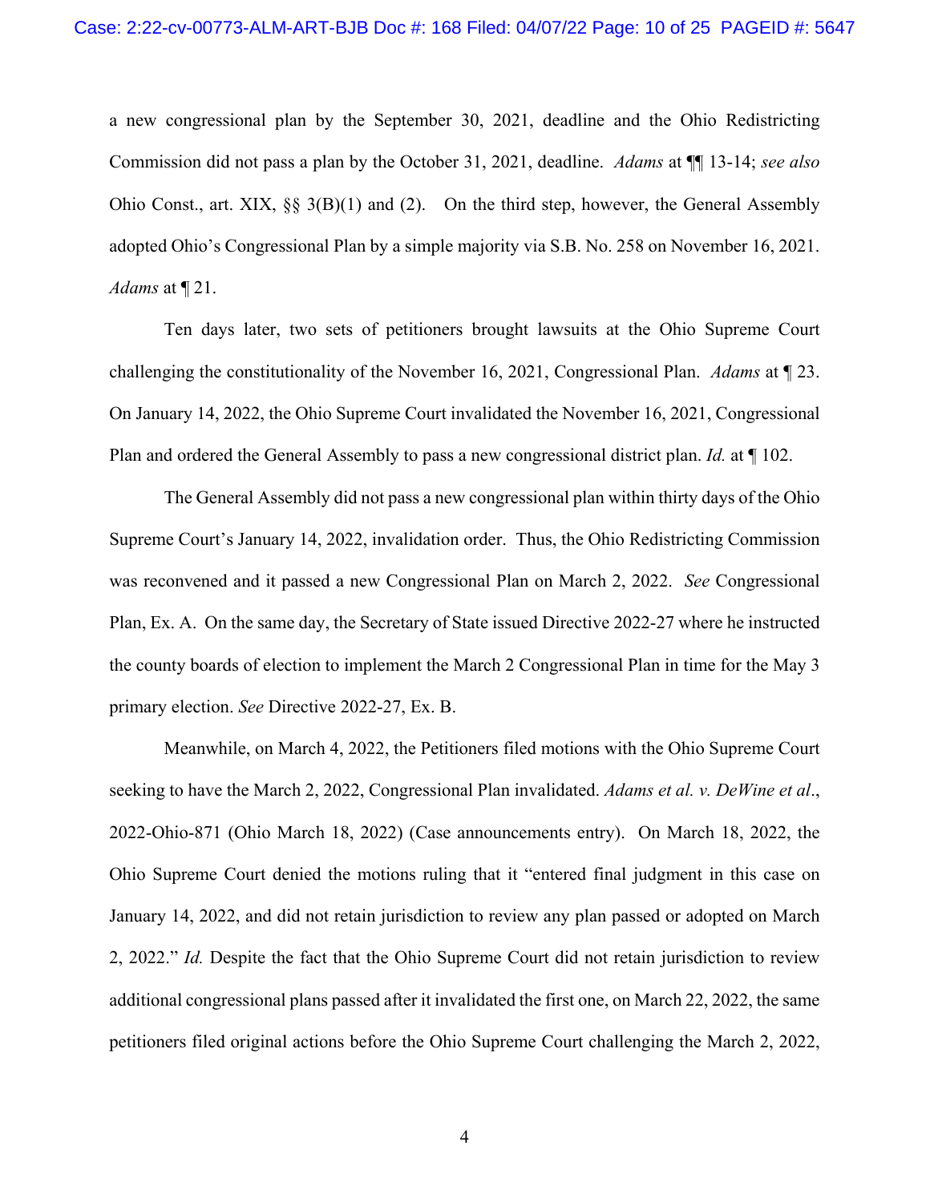a new congressional plan by the September 30, 2021, deadline and the Ohio Redistricting Commission did not pass a plan by the October 31, 2021, deadline. *Adams* at ¶¶ 13-14; *see also* Ohio Const., art. XIX, §§ 3(B)(1) and (2). On the third step, however, the General Assembly adopted Ohio's Congressional Plan by a simple majority via S.B. No. 258 on November 16, 2021. *Adams* at ¶ 21.

Ten days later, two sets of petitioners brought lawsuits at the Ohio Supreme Court challenging the constitutionality of the November 16, 2021, Congressional Plan. *Adams* at ¶ 23. On January 14, 2022, the Ohio Supreme Court invalidated the November 16, 2021, Congressional Plan and ordered the General Assembly to pass a new congressional district plan. *Id.* at ¶ 102.

The General Assembly did not pass a new congressional plan within thirty days of the Ohio Supreme Court's January 14, 2022, invalidation order. Thus, the Ohio Redistricting Commission was reconvened and it passed a new Congressional Plan on March 2, 2022. *See* Congressional Plan, Ex. A. On the same day, the Secretary of State issued Directive 2022-27 where he instructed the county boards of election to implement the March 2 Congressional Plan in time for the May 3 primary election. *See* Directive 2022-27, Ex. B.

Meanwhile, on March 4, 2022, the Petitioners filed motions with the Ohio Supreme Court seeking to have the March 2, 2022, Congressional Plan invalidated. *Adams et al. v. DeWine et al*., 2022-Ohio-871 (Ohio March 18, 2022) (Case announcements entry). On March 18, 2022, the Ohio Supreme Court denied the motions ruling that it "entered final judgment in this case on January 14, 2022, and did not retain jurisdiction to review any plan passed or adopted on March 2, 2022." *Id.* Despite the fact that the Ohio Supreme Court did not retain jurisdiction to review additional congressional plans passed after it invalidated the first one, on March 22, 2022, the same petitioners filed original actions before the Ohio Supreme Court challenging the March 2, 2022,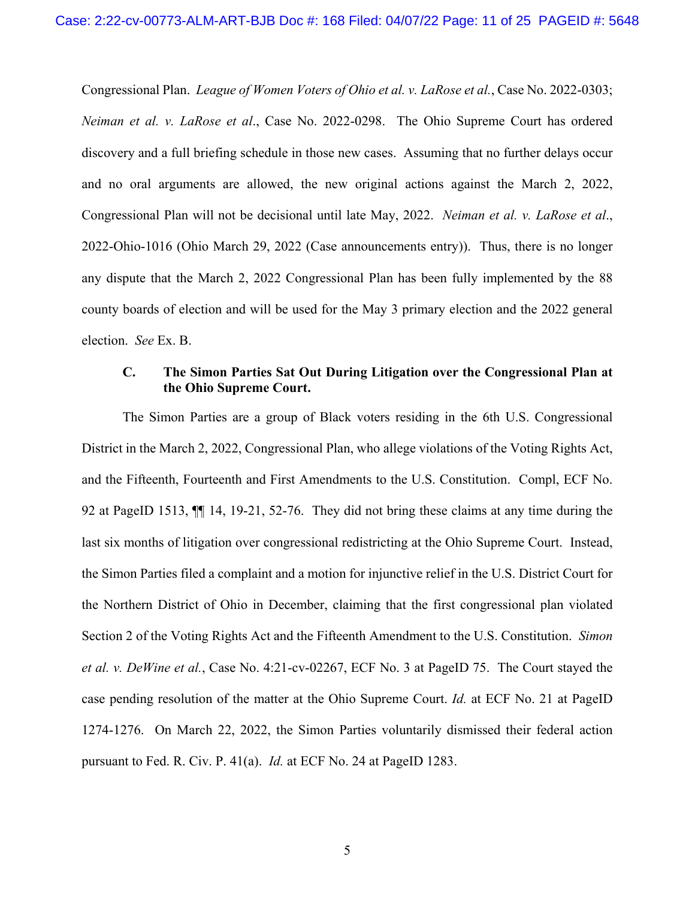Congressional Plan. *League of Women Voters of Ohio et al. v. LaRose et al.*, Case No. 2022-0303; *Neiman et al. v. LaRose et al*., Case No. 2022-0298. The Ohio Supreme Court has ordered discovery and a full briefing schedule in those new cases. Assuming that no further delays occur and no oral arguments are allowed, the new original actions against the March 2, 2022, Congressional Plan will not be decisional until late May, 2022. *Neiman et al. v. LaRose et al.*, 2022-Ohio-1016 (Ohio March 29, 2022 (Case announcements entry)). Thus, there is no longer any dispute that the March 2, 2022 Congressional Plan has been fully implemented by the 88 county boards of election and will be used for the May 3 primary election and the 2022 general election. *See* Ex. B.

### C. The Simon Parties Sat Out During Litigation over the Congressional Plan at the Ohio Supreme Court.

The Simon Parties are a group of Black voters residing in the 6th U.S. Congressional District in the March 2, 2022, Congressional Plan, who allege violations of the Voting Rights Act, and the Fifteenth, Fourteenth and First Amendments to the U.S. Constitution. Compl, ECF No. 92 at PageID 1513, ¶¶ 14, 19-21, 52-76. They did not bring these claims at any time during the last six months of litigation over congressional redistricting at the Ohio Supreme Court. Instead, the Simon Parties filed a complaint and a motion for injunctive relief in the U.S. District Court for the Northern District of Ohio in December, claiming that the first congressional plan violated Section 2 of the Voting Rights Act and the Fifteenth Amendment to the U.S. Constitution. *Simon et al. v. DeWine et al.*, Case No. 4:21-cv-02267, ECF No. 3 at PageID 75. The Court stayed the case pending resolution of the matter at the Ohio Supreme Court. *Id.* at ECF No. 21 at PageID 1274-1276. On March 22, 2022, the Simon Parties voluntarily dismissed their federal action pursuant to Fed. R. Civ. P. 41(a). *Id.* at ECF No. 24 at PageID 1283.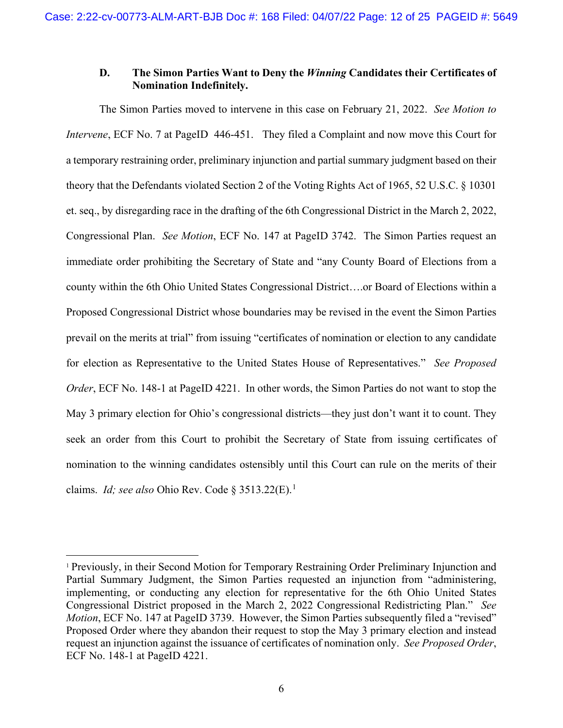### D. The Simon Parties Want to Deny the *Winning* Candidates their Certificates of Nomination Indefinitely.

The Simon Parties moved to intervene in this case on February 21, 2022. *See Motion to Intervene*, ECF No. 7 at PageID 446-451. They filed a Complaint and now move this Court for a temporary restraining order, preliminary injunction and partial summary judgment based on their theory that the Defendants violated Section 2 of the Voting Rights Act of 1965, 52 U.S.C. § 10301 et. seq., by disregarding race in the drafting of the 6th Congressional District in the March 2, 2022, Congressional Plan. *See Motion*, ECF No. 147 at PageID 3742. The Simon Parties request an immediate order prohibiting the Secretary of State and "any County Board of Elections from a county within the 6th Ohio United States Congressional District….or Board of Elections within a Proposed Congressional District whose boundaries may be revised in the event the Simon Parties prevail on the merits at trial" from issuing "certificates of nomination or election to any candidate for election as Representative to the United States House of Representatives." *See Proposed Order*, ECF No. 148-1 at PageID 4221. In other words, the Simon Parties do not want to stop the May 3 primary election for Ohio's congressional districts—they just don't want it to count. They seek an order from this Court to prohibit the Secretary of State from issuing certificates of nomination to the winning candidates ostensibly until this Court can rule on the merits of their claims. *Id; see also* Ohio Rev. Code § 3513.22(E).[1]

---

[1] Previously, in their Second Motion for Temporary Restraining Order Preliminary Injunction and Partial Summary Judgment, the Simon Parties requested an injunction from "administering, implementing, or conducting any election for representative for the 6th Ohio United States Congressional District proposed in the March 2, 2022 Congressional Redistricting Plan." *See Motion*, ECF No. 147 at PageID 3739. However, the Simon Parties subsequently filed a "revised" Proposed Order where they abandon their request to stop the May 3 primary election and instead request an injunction against the issuance of certificates of nomination only. *See Proposed Order*, ECF No. 148-1 at PageID 4221.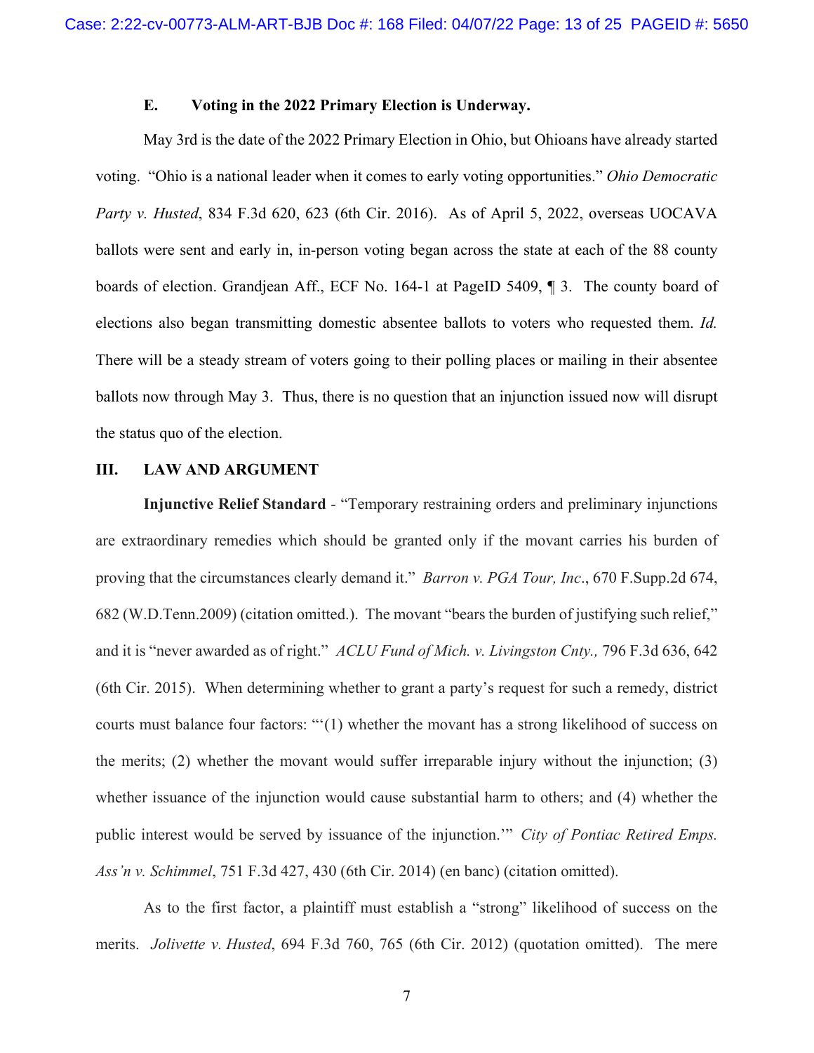### E. Voting in the 2022 Primary Election is Underway.

May 3rd is the date of the 2022 Primary Election in Ohio, but Ohioans have already started voting. "Ohio is a national leader when it comes to early voting opportunities." *Ohio Democratic Party v. Husted*, 834 F.3d 620, 623 (6th Cir. 2016). As of April 5, 2022, overseas UOCAVA ballots were sent and early in, in-person voting began across the state at each of the 88 county boards of election. Grandjean Aff., ECF No. 164-1 at PageID 5409, ¶ 3. The county board of elections also began transmitting domestic absentee ballots to voters who requested them. *Id.* There will be a steady stream of voters going to their polling places or mailing in their absentee ballots now through May 3. Thus, there is no question that an injunction issued now will disrupt the status quo of the election.

## III. LAW AND ARGUMENT

**Injunctive Relief Standard** - "Temporary restraining orders and preliminary injunctions are extraordinary remedies which should be granted only if the movant carries his burden of proving that the circumstances clearly demand it." *Barron v. PGA Tour, Inc*., 670 F.Supp.2d 674, 682 (W.D.Tenn.2009) (citation omitted.). The movant "bears the burden of justifying such relief," and it is "never awarded as of right." *ACLU Fund of Mich. v. Livingston Cnty.,* 796 F.3d 636, 642 (6th Cir. 2015). When determining whether to grant a party's request for such a remedy, district courts must balance four factors: "'(1) whether the movant has a strong likelihood of success on the merits; (2) whether the movant would suffer irreparable injury without the injunction; (3) whether issuance of the injunction would cause substantial harm to others; and (4) whether the public interest would be served by issuance of the injunction.'" *City of Pontiac Retired Emps. Ass'n v. Schimmel*, 751 F.3d 427, 430 (6th Cir. 2014) (en banc) (citation omitted).

As to the first factor, a plaintiff must establish a "strong" likelihood of success on the merits. *Jolivette v. Husted*, 694 F.3d 760, 765 (6th Cir. 2012) (quotation omitted). The mere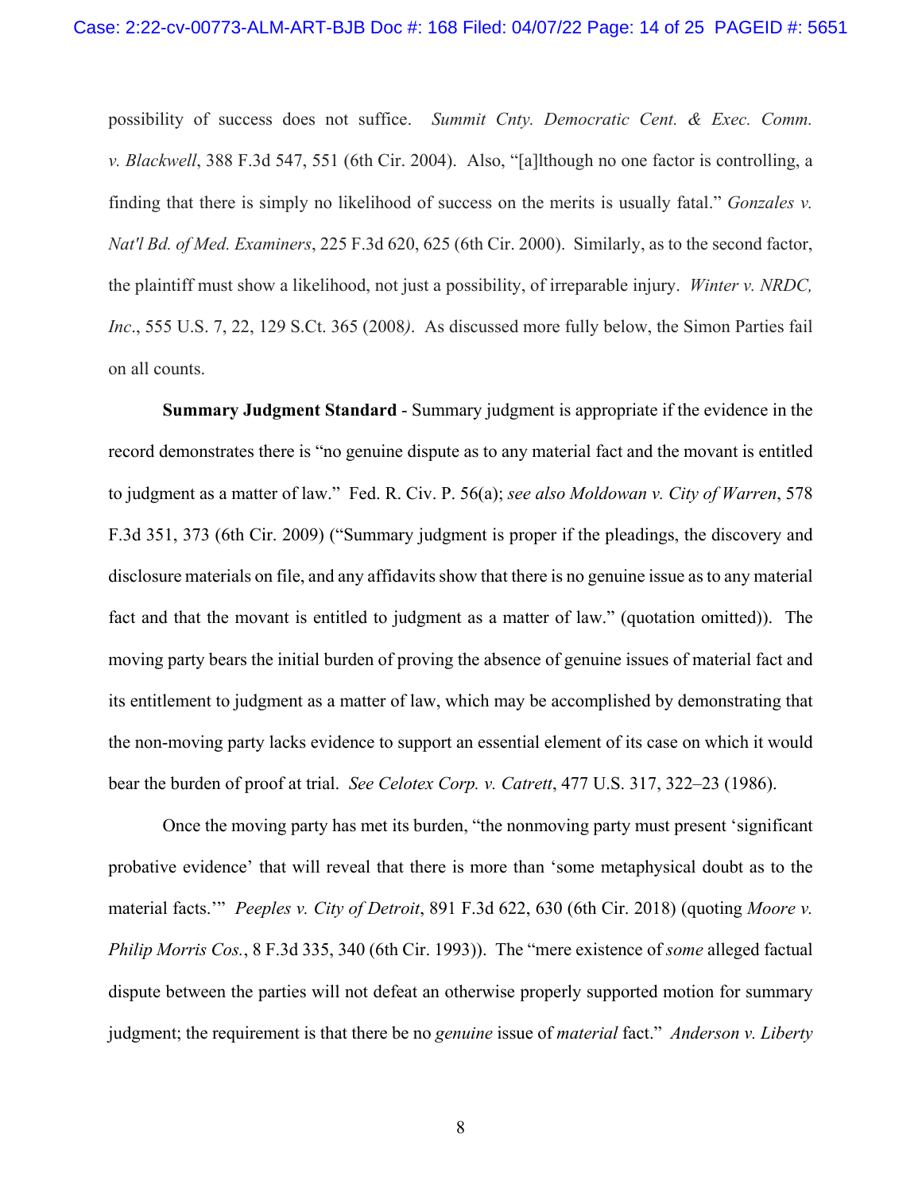possibility of success does not suffice. *Summit Cnty. Democratic Cent. & Exec. Comm. v. Blackwell*, 388 F.3d 547, 551 (6th Cir. 2004). Also, "[a]lthough no one factor is controlling, a finding that there is simply no likelihood of success on the merits is usually fatal." *Gonzales v. Nat'l Bd. of Med. Examiners*, 225 F.3d 620, 625 (6th Cir. 2000). Similarly, as to the second factor, the plaintiff must show a likelihood, not just a possibility, of irreparable injury. *Winter v. NRDC, Inc*., 555 U.S. 7, 22, 129 S.Ct. 365 (2008). As discussed more fully below, the Simon Parties fail on all counts.

**Summary Judgment Standard** - Summary judgment is appropriate if the evidence in the record demonstrates there is "no genuine dispute as to any material fact and the movant is entitled to judgment as a matter of law." Fed. R. Civ. P. 56(a); *see also Moldowan v. City of Warren*, 578 F.3d 351, 373 (6th Cir. 2009) ("Summary judgment is proper if the pleadings, the discovery and disclosure materials on file, and any affidavits show that there is no genuine issue as to any material fact and that the movant is entitled to judgment as a matter of law." (quotation omitted)). The moving party bears the initial burden of proving the absence of genuine issues of material fact and its entitlement to judgment as a matter of law, which may be accomplished by demonstrating that the non-moving party lacks evidence to support an essential element of its case on which it would bear the burden of proof at trial. *See Celotex Corp. v. Catrett*, 477 U.S. 317, 322–23 (1986).

Once the moving party has met its burden, "the nonmoving party must present 'significant probative evidence' that will reveal that there is more than 'some metaphysical doubt as to the material facts.'" *Peeples v. City of Detroit*, 891 F.3d 622, 630 (6th Cir. 2018) (quoting *Moore v. Philip Morris Cos.*, 8 F.3d 335, 340 (6th Cir. 1993)). The "mere existence of *some* alleged factual dispute between the parties will not defeat an otherwise properly supported motion for summary judgment; the requirement is that there be no *genuine* issue of *material* fact." *Anderson v. Liberty*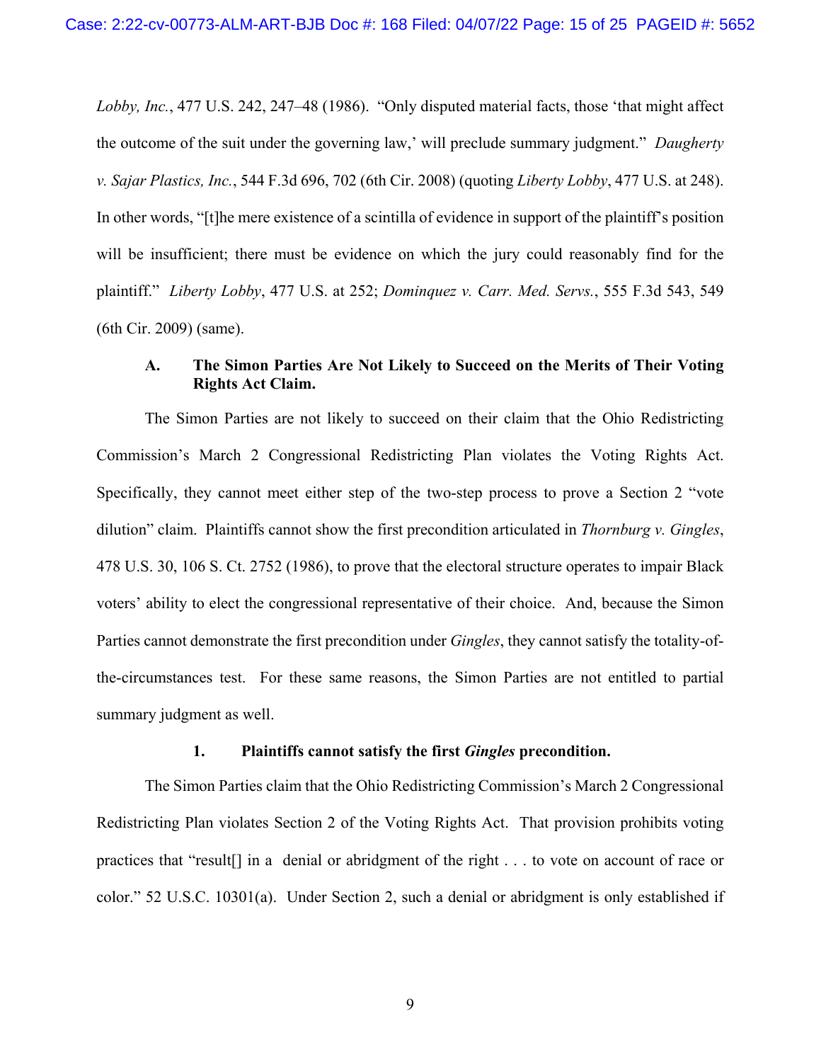*Lobby, Inc.*, 477 U.S. 242, 247–48 (1986). "Only disputed material facts, those 'that might affect the outcome of the suit under the governing law,' will preclude summary judgment." *Daugherty v. Sajar Plastics, Inc.*, 544 F.3d 696, 702 (6th Cir. 2008) (quoting *Liberty Lobby*, 477 U.S. at 248). In other words, "[t]he mere existence of a scintilla of evidence in support of the plaintiff's position will be insufficient; there must be evidence on which the jury could reasonably find for the plaintiff." *Liberty Lobby*, 477 U.S. at 252; *Dominquez v. Carr. Med. Servs.*, 555 F.3d 543, 549 (6th Cir. 2009) (same).

### A. The Simon Parties Are Not Likely to Succeed on the Merits of Their Voting Rights Act Claim.

The Simon Parties are not likely to succeed on their claim that the Ohio Redistricting Commission's March 2 Congressional Redistricting Plan violates the Voting Rights Act. Specifically, they cannot meet either step of the two-step process to prove a Section 2 "vote dilution" claim. Plaintiffs cannot show the first precondition articulated in *Thornburg v. Gingles*, 478 U.S. 30, 106 S. Ct. 2752 (1986), to prove that the electoral structure operates to impair Black voters' ability to elect the congressional representative of their choice. And, because the Simon Parties cannot demonstrate the first precondition under *Gingles*, they cannot satisfy the totality-of-the-circumstances test. For these same reasons, the Simon Parties are not entitled to partial summary judgment as well.

#### 1. Plaintiffs cannot satisfy the first *Gingles* precondition.

The Simon Parties claim that the Ohio Redistricting Commission's March 2 Congressional Redistricting Plan violates Section 2 of the Voting Rights Act. That provision prohibits voting practices that "result[] in a denial or abridgment of the right . . . to vote on account of race or color." 52 U.S.C. 10301(a). Under Section 2, such a denial or abridgment is only established if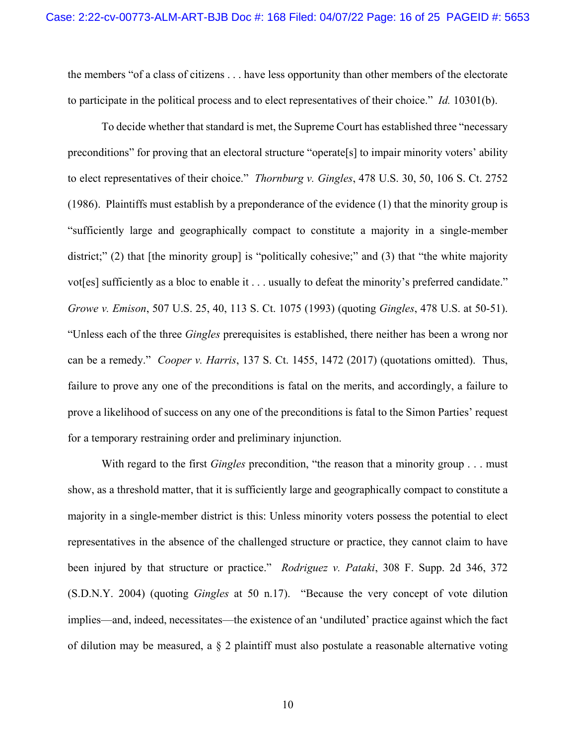the members "of a class of citizens . . . have less opportunity than other members of the electorate to participate in the political process and to elect representatives of their choice." *Id.* 10301(b).

To decide whether that standard is met, the Supreme Court has established three "necessary preconditions" for proving that an electoral structure "operate[s] to impair minority voters' ability to elect representatives of their choice." *Thornburg v. Gingles*, 478 U.S. 30, 50, 106 S. Ct. 2752 (1986). Plaintiffs must establish by a preponderance of the evidence (1) that the minority group is "sufficiently large and geographically compact to constitute a majority in a single-member district;" (2) that [the minority group] is "politically cohesive;" and (3) that "the white majority vot[es] sufficiently as a bloc to enable it . . . usually to defeat the minority's preferred candidate." *Growe v. Emison*, 507 U.S. 25, 40, 113 S. Ct. 1075 (1993) (quoting *Gingles*, 478 U.S. at 50-51). "Unless each of the three *Gingles* prerequisites is established, there neither has been a wrong nor can be a remedy." *Cooper v. Harris*, 137 S. Ct. 1455, 1472 (2017) (quotations omitted). Thus, failure to prove any one of the preconditions is fatal on the merits, and accordingly, a failure to prove a likelihood of success on any one of the preconditions is fatal to the Simon Parties' request for a temporary restraining order and preliminary injunction.

With regard to the first *Gingles* precondition, "the reason that a minority group . . . must show, as a threshold matter, that it is sufficiently large and geographically compact to constitute a majority in a single-member district is this: Unless minority voters possess the potential to elect representatives in the absence of the challenged structure or practice, they cannot claim to have been injured by that structure or practice." *Rodriguez v. Pataki*, 308 F. Supp. 2d 346, 372 (S.D.N.Y. 2004) (quoting *Gingles* at 50 n.17). "Because the very concept of vote dilution implies—and, indeed, necessitates—the existence of an 'undiluted' practice against which the fact of dilution may be measured, a § 2 plaintiff must also postulate a reasonable alternative voting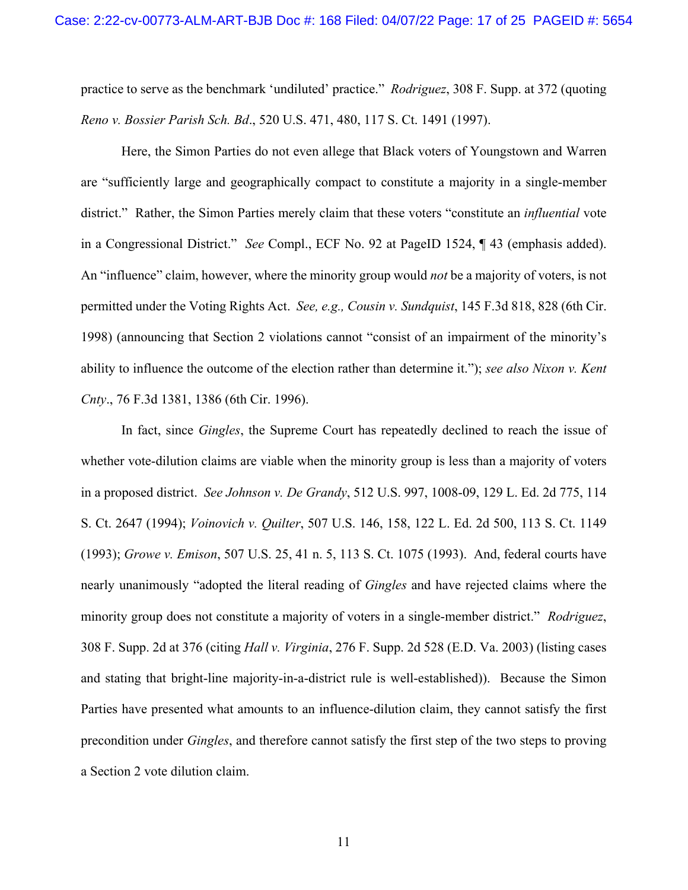practice to serve as the benchmark 'undiluted' practice." *Rodriguez*, 308 F. Supp. at 372 (quoting *Reno v. Bossier Parish Sch. Bd*., 520 U.S. 471, 480, 117 S. Ct. 1491 (1997).

Here, the Simon Parties do not even allege that Black voters of Youngstown and Warren are "sufficiently large and geographically compact to constitute a majority in a single-member district." Rather, the Simon Parties merely claim that these voters "constitute an *influential* vote in a Congressional District." *See* Compl., ECF No. 92 at PageID 1524, ¶ 43 (emphasis added). An "influence" claim, however, where the minority group would *not* be a majority of voters, is not permitted under the Voting Rights Act. *See, e.g., Cousin v. Sundquist*, 145 F.3d 818, 828 (6th Cir. 1998) (announcing that Section 2 violations cannot "consist of an impairment of the minority's ability to influence the outcome of the election rather than determine it."); *see also Nixon v. Kent Cnty*., 76 F.3d 1381, 1386 (6th Cir. 1996).

In fact, since *Gingles*, the Supreme Court has repeatedly declined to reach the issue of whether vote-dilution claims are viable when the minority group is less than a majority of voters in a proposed district. *See Johnson v. De Grandy*, 512 U.S. 997, 1008-09, 129 L. Ed. 2d 775, 114 S. Ct. 2647 (1994); *Voinovich v. Quilter*, 507 U.S. 146, 158, 122 L. Ed. 2d 500, 113 S. Ct. 1149 (1993); *Growe v. Emison*, 507 U.S. 25, 41 n. 5, 113 S. Ct. 1075 (1993). And, federal courts have nearly unanimously "adopted the literal reading of *Gingles* and have rejected claims where the minority group does not constitute a majority of voters in a single-member district." *Rodriguez*, 308 F. Supp. 2d at 376 (citing *Hall v. Virginia*, 276 F. Supp. 2d 528 (E.D. Va. 2003) (listing cases and stating that bright-line majority-in-a-district rule is well-established)). Because the Simon Parties have presented what amounts to an influence-dilution claim, they cannot satisfy the first precondition under *Gingles*, and therefore cannot satisfy the first step of the two steps to proving a Section 2 vote dilution claim.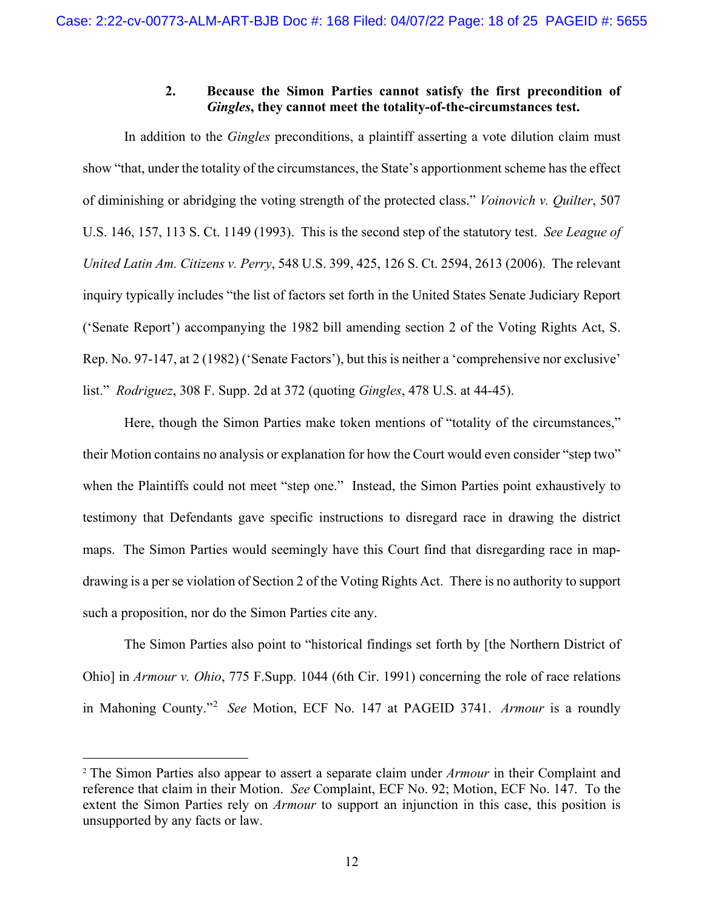### 2. Because the Simon Parties cannot satisfy the first precondition of *Gingles*, they cannot meet the totality-of-the-circumstances test.

In addition to the *Gingles* preconditions, a plaintiff asserting a vote dilution claim must show "that, under the totality of the circumstances, the State's apportionment scheme has the effect of diminishing or abridging the voting strength of the protected class." *Voinovich v. Quilter*, 507 U.S. 146, 157, 113 S. Ct. 1149 (1993). This is the second step of the statutory test. *See League of United Latin Am. Citizens v. Perry*, 548 U.S. 399, 425, 126 S. Ct. 2594, 2613 (2006). The relevant inquiry typically includes "the list of factors set forth in the United States Senate Judiciary Report ('Senate Report') accompanying the 1982 bill amending section 2 of the Voting Rights Act, S. Rep. No. 97-147, at 2 (1982) ('Senate Factors'), but this is neither a 'comprehensive nor exclusive' list." *Rodriguez*, 308 F. Supp. 2d at 372 (quoting *Gingles*, 478 U.S. at 44-45).

Here, though the Simon Parties make token mentions of "totality of the circumstances," their Motion contains no analysis or explanation for how the Court would even consider "step two" when the Plaintiffs could not meet "step one." Instead, the Simon Parties point exhaustively to testimony that Defendants gave specific instructions to disregard race in drawing the district maps. The Simon Parties would seemingly have this Court find that disregarding race in map-drawing is a per se violation of Section 2 of the Voting Rights Act. There is no authority to support such a proposition, nor do the Simon Parties cite any.

The Simon Parties also point to "historical findings set forth by [the Northern District of Ohio] in *Armour v. Ohio*, 775 F.Supp. 1044 (6th Cir. 1991) concerning the role of race relations in Mahoning County."[2] *See* Motion, ECF No. 147 at PAGEID 3741. *Armour* is a roundly

[2] The Simon Parties also appear to assert a separate claim under *Armour* in their Complaint and reference that claim in their Motion. *See* Complaint, ECF No. 92; Motion, ECF No. 147. To the extent the Simon Parties rely on *Armour* to support an injunction in this case, this position is unsupported by any facts or law.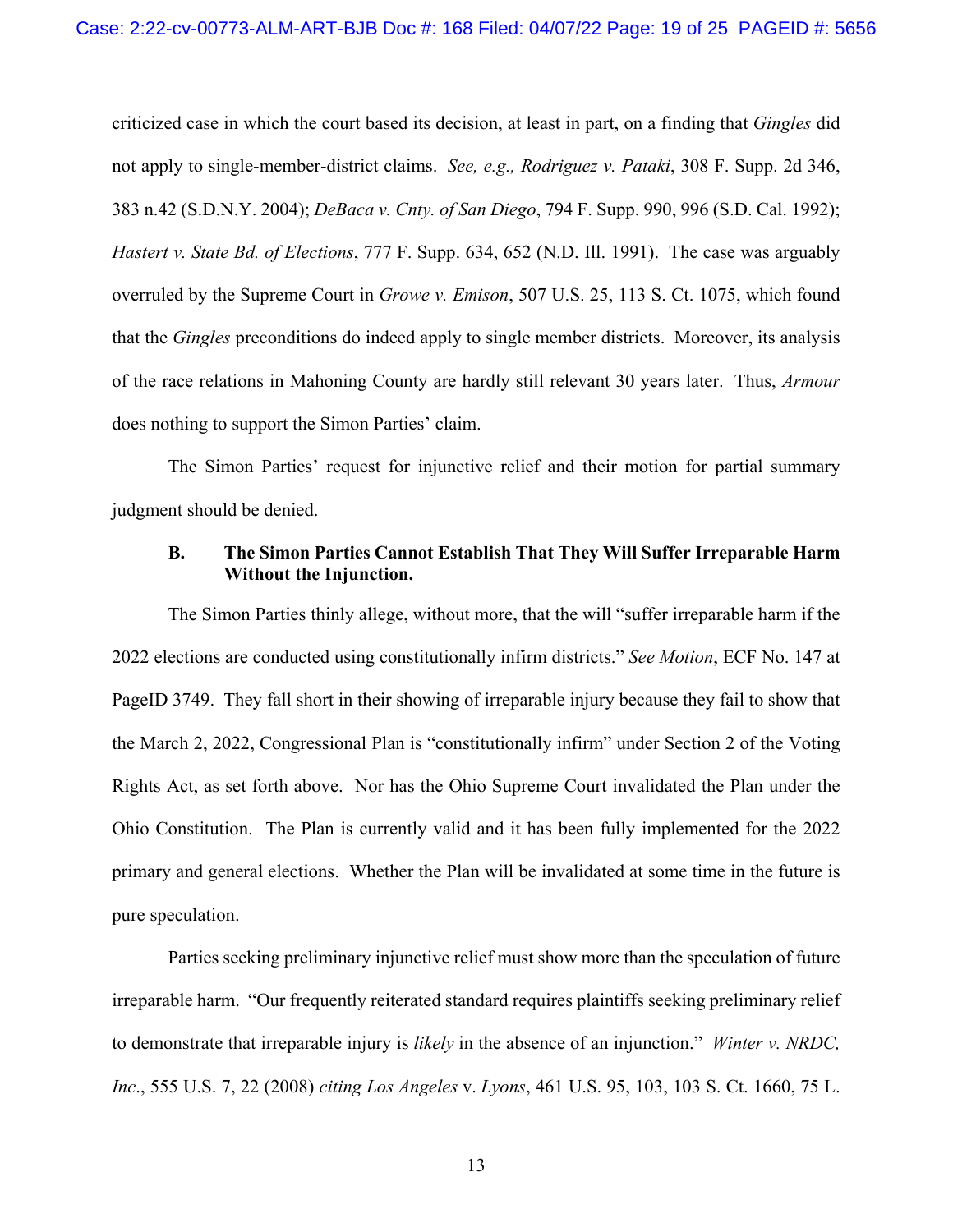criticized case in which the court based its decision, at least in part, on a finding that *Gingles* did not apply to single-member-district claims. *See, e.g., Rodriguez v. Pataki*, 308 F. Supp. 2d 346, 383 n.42 (S.D.N.Y. 2004); *DeBaca v. Cnty. of San Diego*, 794 F. Supp. 990, 996 (S.D. Cal. 1992); *Hastert v. State Bd. of Elections*, 777 F. Supp. 634, 652 (N.D. Ill. 1991). The case was arguably overruled by the Supreme Court in *Growe v. Emison*, 507 U.S. 25, 113 S. Ct. 1075, which found that the *Gingles* preconditions do indeed apply to single member districts. Moreover, its analysis of the race relations in Mahoning County are hardly still relevant 30 years later. Thus, *Armour* does nothing to support the Simon Parties' claim.

The Simon Parties' request for injunctive relief and their motion for partial summary judgment should be denied.

### B. The Simon Parties Cannot Establish That They Will Suffer Irreparable Harm Without the Injunction.

The Simon Parties thinly allege, without more, that the will "suffer irreparable harm if the 2022 elections are conducted using constitutionally infirm districts." *See Motion*, ECF No. 147 at PageID 3749. They fall short in their showing of irreparable injury because they fail to show that the March 2, 2022, Congressional Plan is "constitutionally infirm" under Section 2 of the Voting Rights Act, as set forth above. Nor has the Ohio Supreme Court invalidated the Plan under the Ohio Constitution. The Plan is currently valid and it has been fully implemented for the 2022 primary and general elections. Whether the Plan will be invalidated at some time in the future is pure speculation.

Parties seeking preliminary injunctive relief must show more than the speculation of future irreparable harm. "Our frequently reiterated standard requires plaintiffs seeking preliminary relief to demonstrate that irreparable injury is *likely* in the absence of an injunction." *Winter v. NRDC, Inc*., 555 U.S. 7, 22 (2008) *citing Los Angeles* v. *Lyons*, 461 U.S. 95, 103, 103 S. Ct. 1660, 75 L.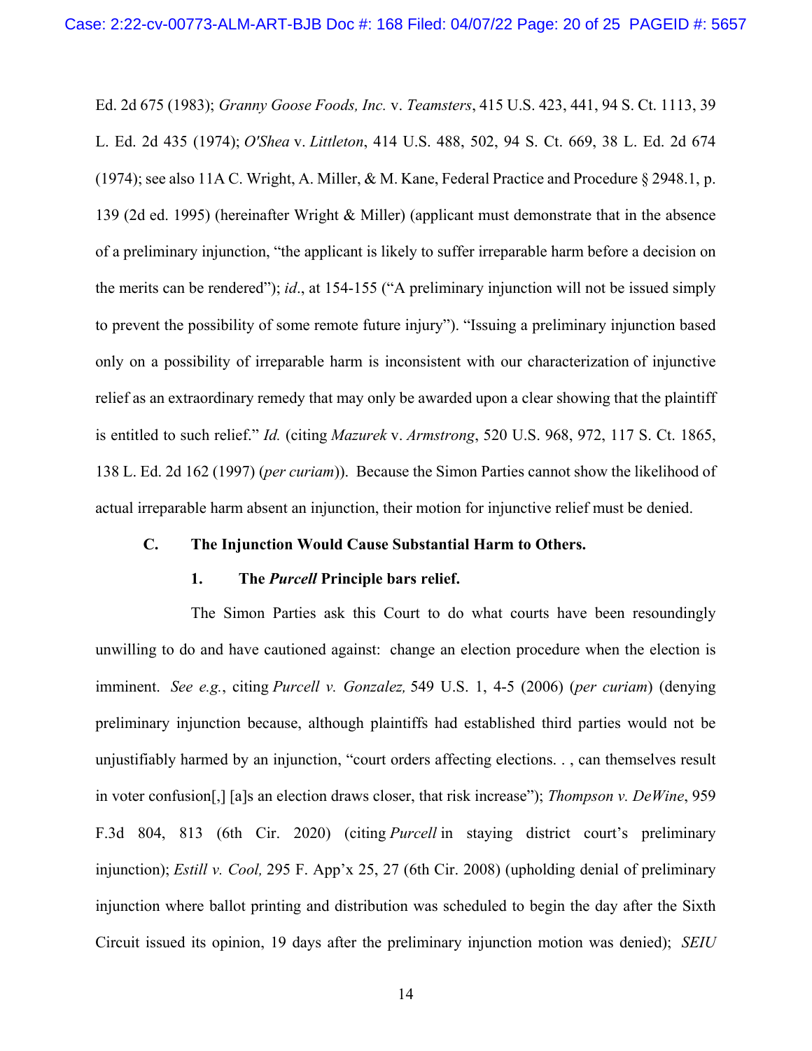Ed. 2d 675 (1983); *Granny Goose Foods, Inc.* v. *Teamsters*, 415 U.S. 423, 441, 94 S. Ct. 1113, 39 L. Ed. 2d 435 (1974); *O'Shea* v. *Littleton*, 414 U.S. 488, 502, 94 S. Ct. 669, 38 L. Ed. 2d 674 (1974); see also 11A C. Wright, A. Miller, & M. Kane, Federal Practice and Procedure § 2948.1, p. 139 (2d ed. 1995) (hereinafter Wright & Miller) (applicant must demonstrate that in the absence of a preliminary injunction, "the applicant is likely to suffer irreparable harm before a decision on the merits can be rendered"); *id*., at 154-155 ("A preliminary injunction will not be issued simply to prevent the possibility of some remote future injury"). "Issuing a preliminary injunction based only on a possibility of irreparable harm is inconsistent with our characterization of injunctive relief as an extraordinary remedy that may only be awarded upon a clear showing that the plaintiff is entitled to such relief." *Id.* (citing *Mazurek* v. *Armstrong*, 520 U.S. 968, 972, 117 S. Ct. 1865, 138 L. Ed. 2d 162 (1997) (*per curiam*)). Because the Simon Parties cannot show the likelihood of actual irreparable harm absent an injunction, their motion for injunctive relief must be denied.

### C. The Injunction Would Cause Substantial Harm to Others.

#### 1. The *Purcell* Principle bars relief.

The Simon Parties ask this Court to do what courts have been resoundingly unwilling to do and have cautioned against: change an election procedure when the election is imminent. *See e.g.*, citing *Purcell v. Gonzalez,* 549 U.S. 1, 4-5 (2006) (*per curiam*) (denying preliminary injunction because, although plaintiffs had established third parties would not be unjustifiably harmed by an injunction, "court orders affecting elections. . , can themselves result in voter confusion[,] [a]s an election draws closer, that risk increase"); *Thompson v. DeWine*, 959 F.3d 804, 813 (6th Cir. 2020) (citing *Purcell* in staying district court's preliminary injunction); *Estill v. Cool,* 295 F. App'x 25, 27 (6th Cir. 2008) (upholding denial of preliminary injunction where ballot printing and distribution was scheduled to begin the day after the Sixth Circuit issued its opinion, 19 days after the preliminary injunction motion was denied); *SEIU*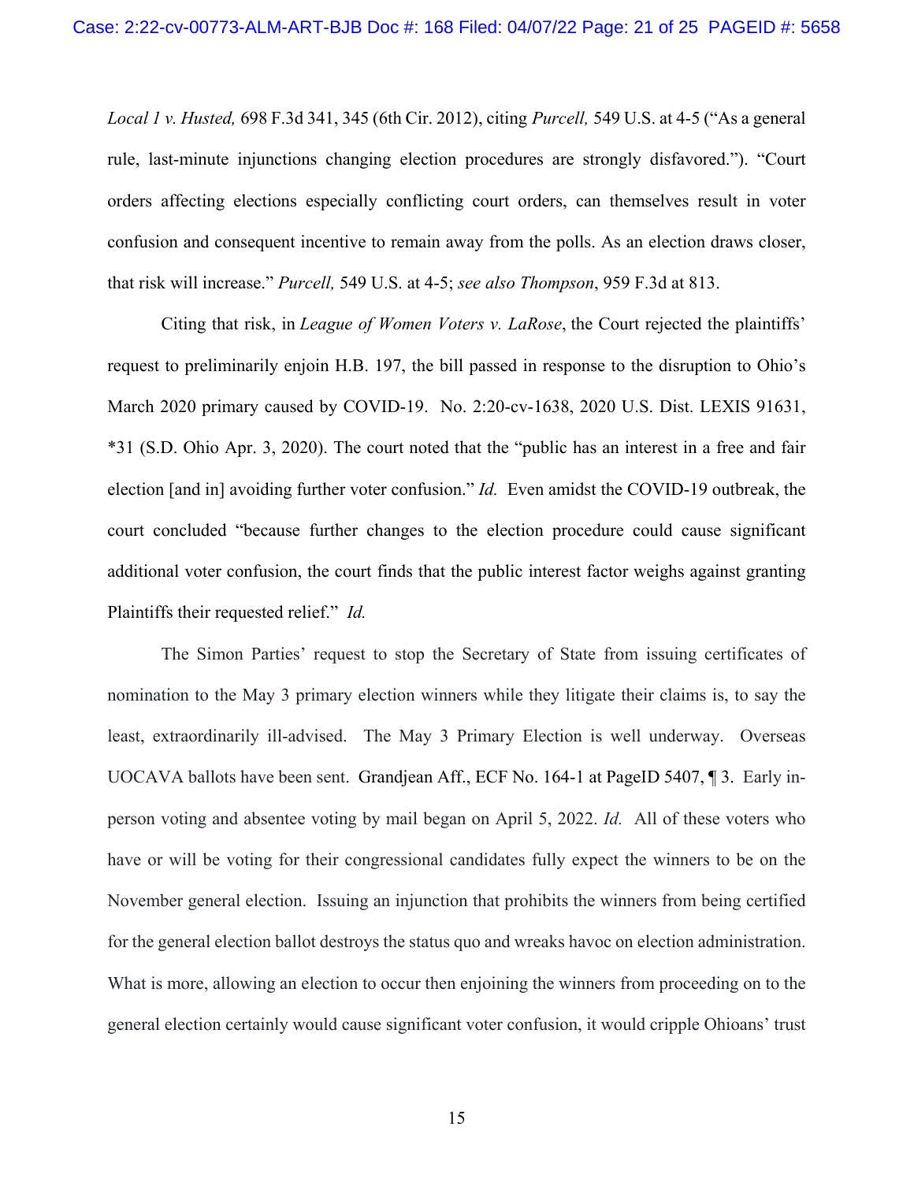*Local 1 v. Husted,* 698 F.3d 341, 345 (6th Cir. 2012), citing *Purcell,* 549 U.S. at 4-5 ("As a general rule, last-minute injunctions changing election procedures are strongly disfavored."). "Court orders affecting elections especially conflicting court orders, can themselves result in voter confusion and consequent incentive to remain away from the polls. As an election draws closer, that risk will increase." *Purcell,* 549 U.S. at 4-5; *see also Thompson*, 959 F.3d at 813.

Citing that risk, in *League of Women Voters v. LaRose*, the Court rejected the plaintiffs' request to preliminarily enjoin H.B. 197, the bill passed in response to the disruption to Ohio's March 2020 primary caused by COVID-19. No. 2:20-cv-1638, 2020 U.S. Dist. LEXIS 91631, *31 (S.D. Ohio Apr. 3, 2020). The court noted that the "public has an interest in a free and fair election [and in] avoiding further voter confusion." *Id.* Even amidst the COVID-19 outbreak, the court concluded "because further changes to the election procedure could cause significant additional voter confusion, the court finds that the public interest factor weighs against granting Plaintiffs their requested relief." *Id.*

The Simon Parties' request to stop the Secretary of State from issuing certificates of nomination to the May 3 primary election winners while they litigate their claims is, to say the least, extraordinarily ill-advised. The May 3 Primary Election is well underway. Overseas UOCAVA ballots have been sent. Grandjean Aff., ECF No. 164-1 at PageID 5407, ¶ 3. Early in-person voting and absentee voting by mail began on April 5, 2022. *Id.* All of these voters who have or will be voting for their congressional candidates fully expect the winners to be on the November general election. Issuing an injunction that prohibits the winners from being certified for the general election ballot destroys the status quo and wreaks havoc on election administration. What is more, allowing an election to occur then enjoining the winners from proceeding on to the general election certainly would cause significant voter confusion, it would cripple Ohioans' trust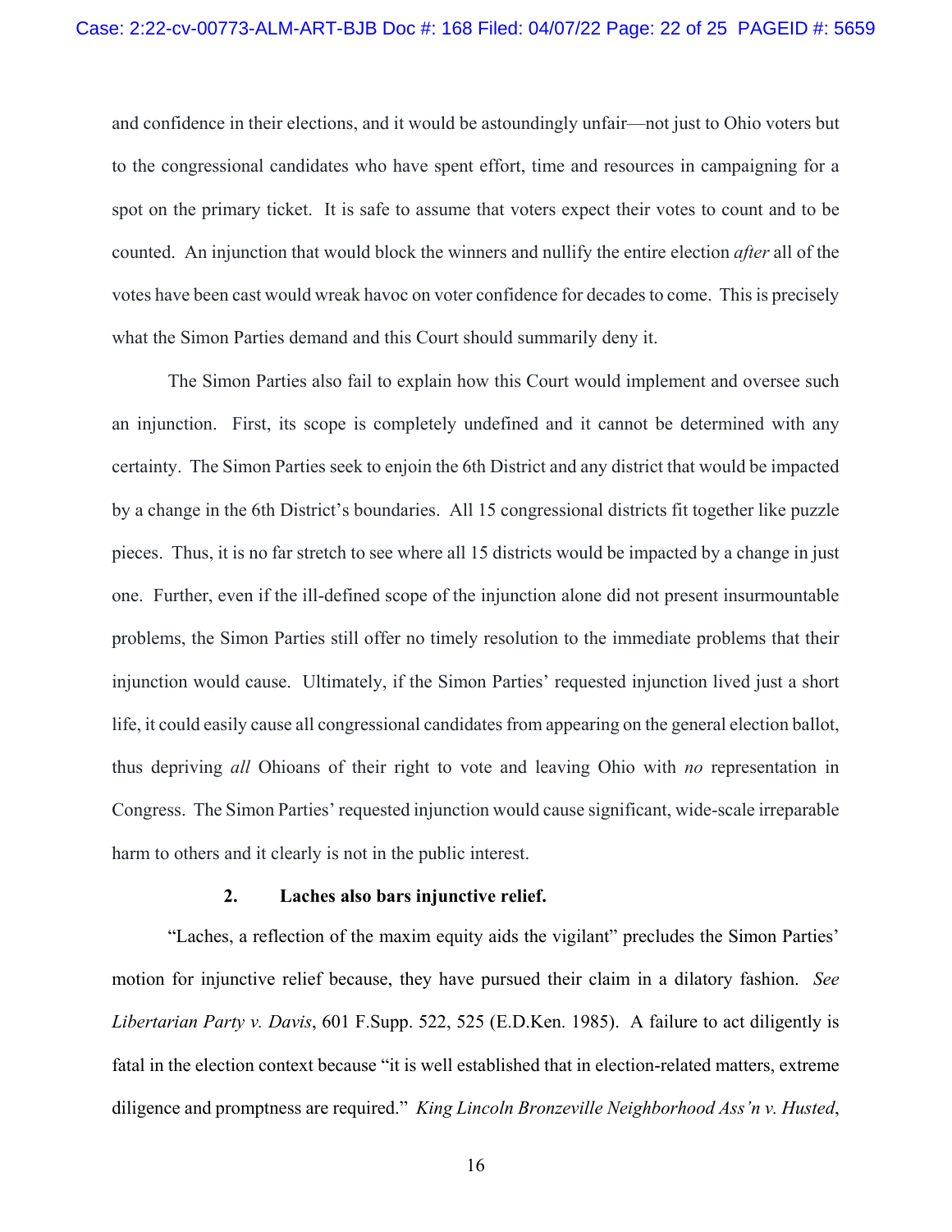and confidence in their elections, and it would be astoundingly unfair—not just to Ohio voters but to the congressional candidates who have spent effort, time and resources in campaigning for a spot on the primary ticket. It is safe to assume that voters expect their votes to count and to be counted. An injunction that would block the winners and nullify the entire election *after* all of the votes have been cast would wreak havoc on voter confidence for decades to come. This is precisely what the Simon Parties demand and this Court should summarily deny it.

The Simon Parties also fail to explain how this Court would implement and oversee such an injunction. First, its scope is completely undefined and it cannot be determined with any certainty. The Simon Parties seek to enjoin the 6th District and any district that would be impacted by a change in the 6th District's boundaries. All 15 congressional districts fit together like puzzle pieces. Thus, it is no far stretch to see where all 15 districts would be impacted by a change in just one. Further, even if the ill-defined scope of the injunction alone did not present insurmountable problems, the Simon Parties still offer no timely resolution to the immediate problems that their injunction would cause. Ultimately, if the Simon Parties' requested injunction lived just a short life, it could easily cause all congressional candidates from appearing on the general election ballot, thus depriving *all* Ohioans of their right to vote and leaving Ohio with *no* representation in Congress. The Simon Parties' requested injunction would cause significant, wide-scale irreparable harm to others and it clearly is not in the public interest.

**2. Laches also bars injunctive relief.**

"Laches, a reflection of the maxim equity aids the vigilant" precludes the Simon Parties' motion for injunctive relief because, they have pursued their claim in a dilatory fashion. *See Libertarian Party v. Davis*, 601 F.Supp. 522, 525 (E.D.Ken. 1985). A failure to act diligently is fatal in the election context because "it is well established that in election-related matters, extreme diligence and promptness are required." *King Lincoln Bronzeville Neighborhood Ass'n v. Husted*,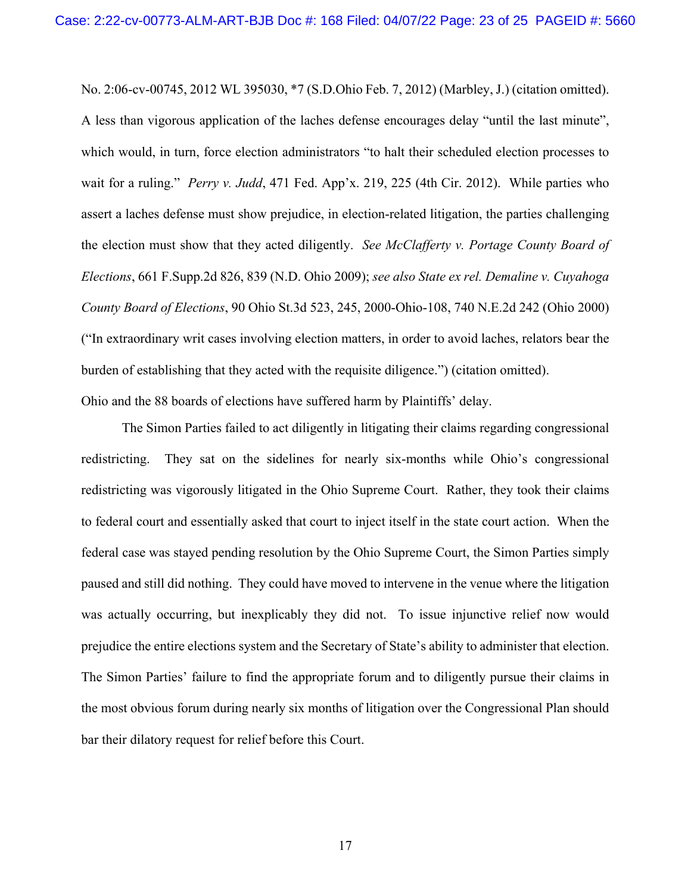No. 2:06-cv-00745, 2012 WL 395030, *7 (S.D.Ohio Feb. 7, 2012) (Marbley, J.) (citation omitted). A less than vigorous application of the laches defense encourages delay "until the last minute", which would, in turn, force election administrators "to halt their scheduled election processes to wait for a ruling." *Perry v. Judd*, 471 Fed. App'x. 219, 225 (4th Cir. 2012). While parties who assert a laches defense must show prejudice, in election-related litigation, the parties challenging the election must show that they acted diligently. *See McClafferty v. Portage County Board of Elections*, 661 F.Supp.2d 826, 839 (N.D. Ohio 2009); *see also State ex rel. Demaline v. Cuyahoga County Board of Elections*, 90 Ohio St.3d 523, 245, 2000-Ohio-108, 740 N.E.2d 242 (Ohio 2000) ("In extraordinary writ cases involving election matters, in order to avoid laches, relators bear the burden of establishing that they acted with the requisite diligence.") (citation omitted).

Ohio and the 88 boards of elections have suffered harm by Plaintiffs' delay.

The Simon Parties failed to act diligently in litigating their claims regarding congressional redistricting. They sat on the sidelines for nearly six-months while Ohio's congressional redistricting was vigorously litigated in the Ohio Supreme Court. Rather, they took their claims to federal court and essentially asked that court to inject itself in the state court action. When the federal case was stayed pending resolution by the Ohio Supreme Court, the Simon Parties simply paused and still did nothing. They could have moved to intervene in the venue where the litigation was actually occurring, but inexplicably they did not. To issue injunctive relief now would prejudice the entire elections system and the Secretary of State's ability to administer that election. The Simon Parties' failure to find the appropriate forum and to diligently pursue their claims in the most obvious forum during nearly six months of litigation over the Congressional Plan should bar their dilatory request for relief before this Court.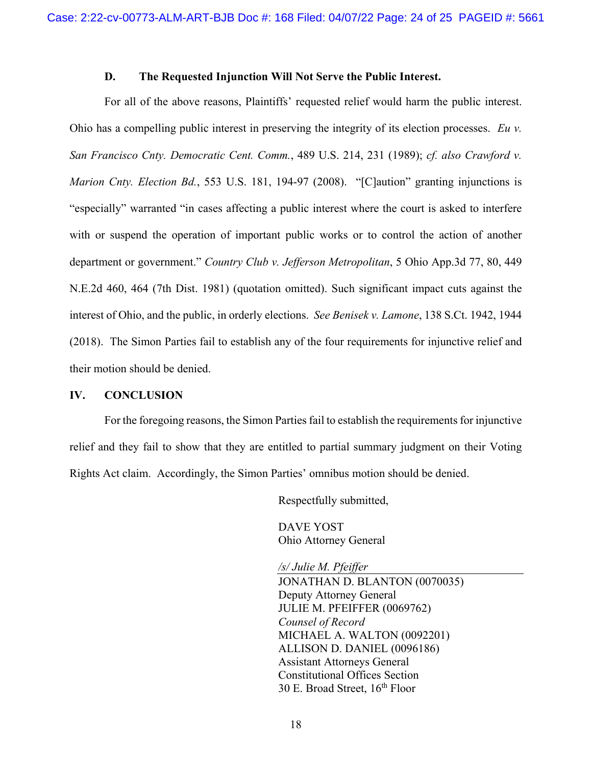### D. The Requested Injunction Will Not Serve the Public Interest.

For all of the above reasons, Plaintiffs' requested relief would harm the public interest. Ohio has a compelling public interest in preserving the integrity of its election processes. *Eu v. San Francisco Cnty. Democratic Cent. Comm.*, 489 U.S. 214, 231 (1989); *cf. also Crawford v. Marion Cnty. Election Bd.*, 553 U.S. 181, 194-97 (2008). "[C]aution" granting injunctions is "especially" warranted "in cases affecting a public interest where the court is asked to interfere with or suspend the operation of important public works or to control the action of another department or government." *Country Club v. Jefferson Metropolitan*, 5 Ohio App.3d 77, 80, 449 N.E.2d 460, 464 (7th Dist. 1981) (quotation omitted). Such significant impact cuts against the interest of Ohio, and the public, in orderly elections. *See Benisek v. Lamone*, 138 S.Ct. 1942, 1944 (2018). The Simon Parties fail to establish any of the four requirements for injunctive relief and their motion should be denied.

## IV. CONCLUSION

For the foregoing reasons, the Simon Parties fail to establish the requirements for injunctive relief and they fail to show that they are entitled to partial summary judgment on their Voting Rights Act claim. Accordingly, the Simon Parties' omnibus motion should be denied.

Respectfully submitted,

DAVE YOST
Ohio Attorney General

*/s/ Julie M. Pfeiffer*
JONATHAN D. BLANTON (0070035)
Deputy Attorney General
JULIE M. PFEIFFER (0069762)
*Counsel of Record*
MICHAEL A. WALTON (0092201)
ALLISON D. DANIEL (0096186)
Assistant Attorneys General
Constitutional Offices Section
30 E. Broad Street, 16th Floor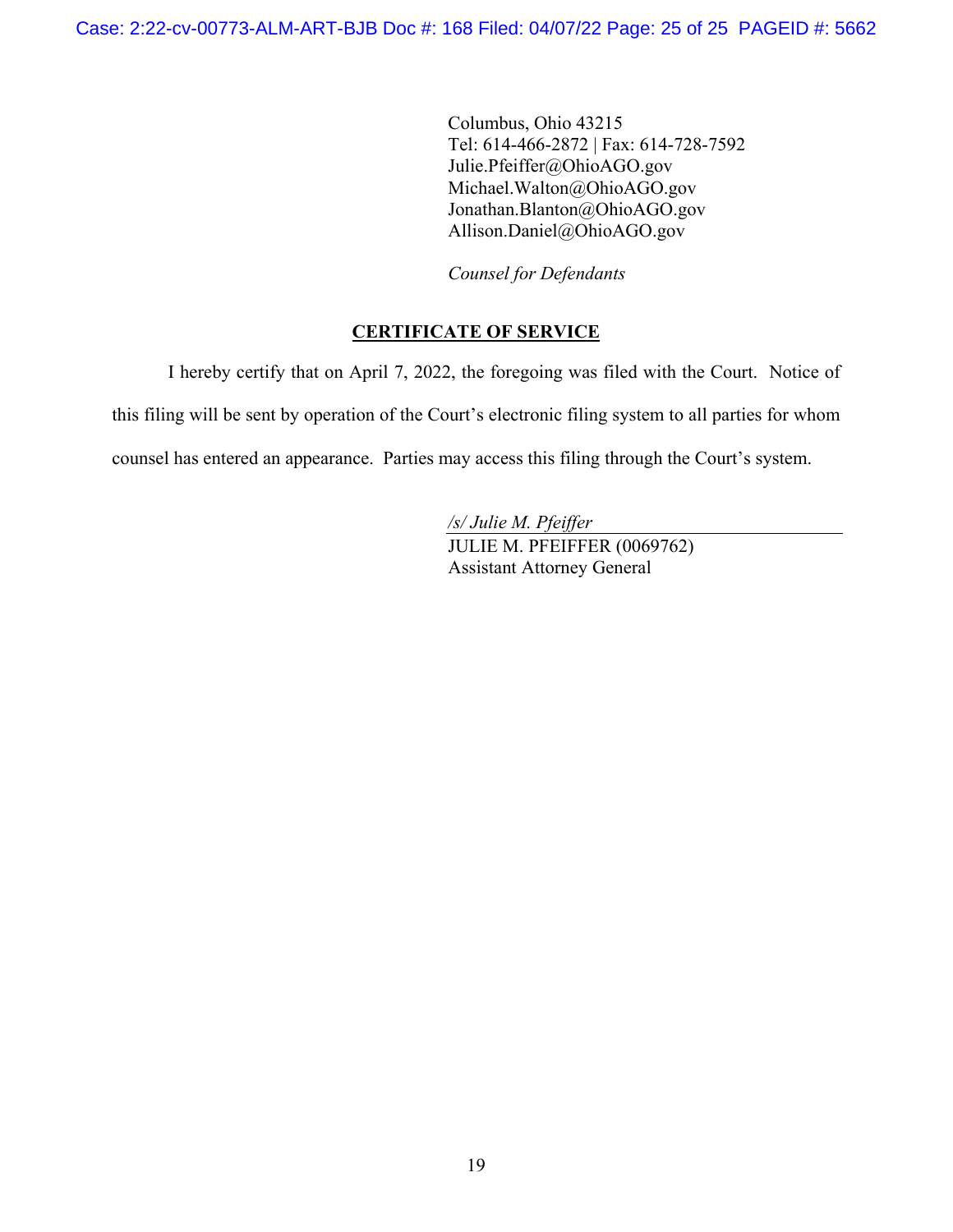Columbus, Ohio 43215
Tel: 614-466-2872 | Fax: 614-728-7592
Julie.Pfeiffer@OhioAGO.gov
Michael.Walton@OhioAGO.gov
Jonathan.Blanton@OhioAGO.gov
Allison.Daniel@OhioAGO.gov

*Counsel for Defendants*

## CERTIFICATE OF SERVICE

I hereby certify that on April 7, 2022, the foregoing was filed with the Court. Notice of this filing will be sent by operation of the Court's electronic filing system to all parties for whom counsel has entered an appearance. Parties may access this filing through the Court's system.

*/s/ Julie M. Pfeiffer*
JULIE M. PFEIFFER (0069762)
Assistant Attorney General